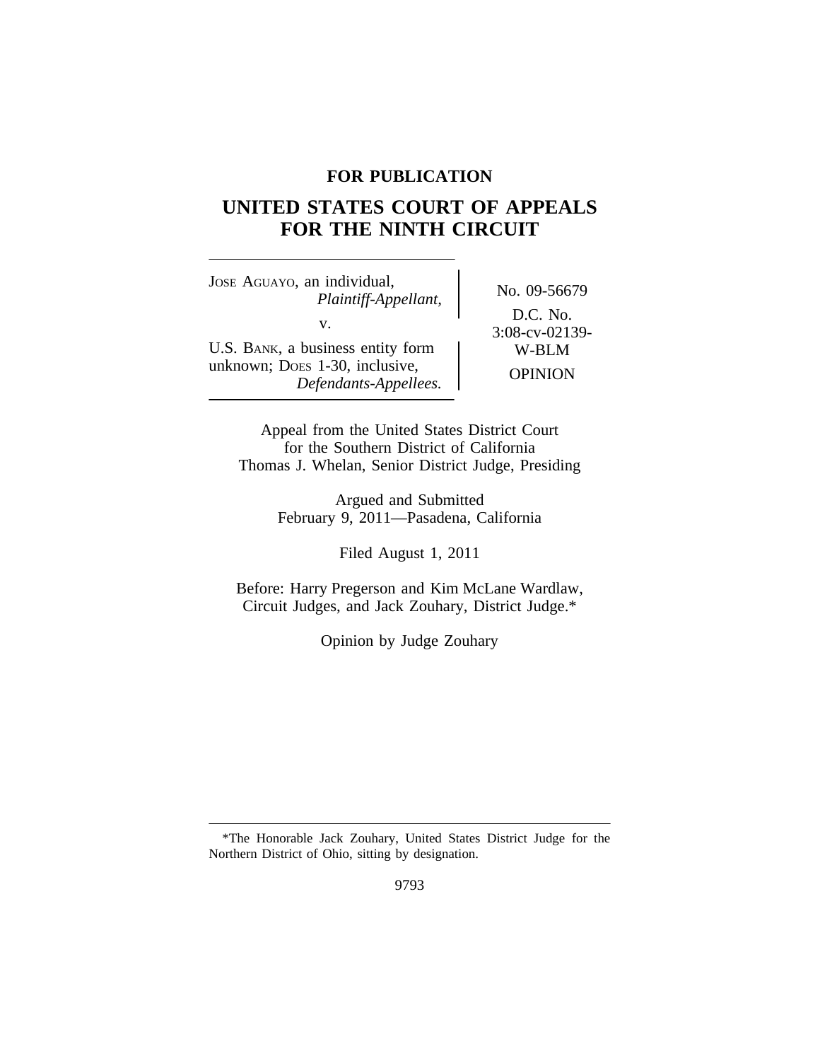**FOR PUBLICATION**

# UNITED STATES COURT OF APPEALS FOR THE NINTH CIRCUIT

JOSE AGUAYO, an individual,
*Plaintiff-Appellant,*

v.

U.S. BANK, a business entity form unknown; DOES 1-30, inclusive,
*Defendants-Appellees.*

No. 09-56679

D.C. No. 3:08-cv-02139-W-BLM

OPINION

Appeal from the United States District Court for the Southern District of California
Thomas J. Whelan, Senior District Judge, Presiding

Argued and Submitted
February 9, 2011—Pasadena, California

Filed August 1, 2011

Before: Harry Pregerson and Kim McLane Wardlaw, Circuit Judges, and Jack Zouhary, District Judge.*

Opinion by Judge Zouhary

---

*The Honorable Jack Zouhary, United States District Judge for the Northern District of Ohio, sitting by designation.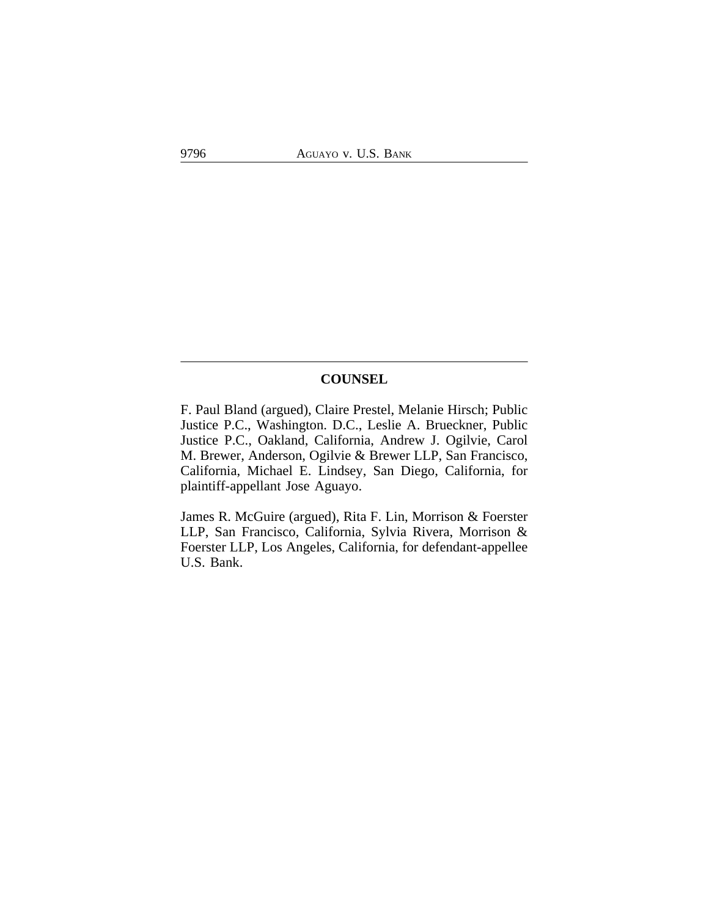## COUNSEL

F. Paul Bland (argued), Claire Prestel, Melanie Hirsch; Public Justice P.C., Washington. D.C., Leslie A. Brueckner, Public Justice P.C., Oakland, California, Andrew J. Ogilvie, Carol M. Brewer, Anderson, Ogilvie & Brewer LLP, San Francisco, California, Michael E. Lindsey, San Diego, California, for plaintiff-appellant Jose Aguayo.

James R. McGuire (argued), Rita F. Lin, Morrison & Foerster LLP, San Francisco, California, Sylvia Rivera, Morrison & Foerster LLP, Los Angeles, California, for defendant-appellee U.S. Bank.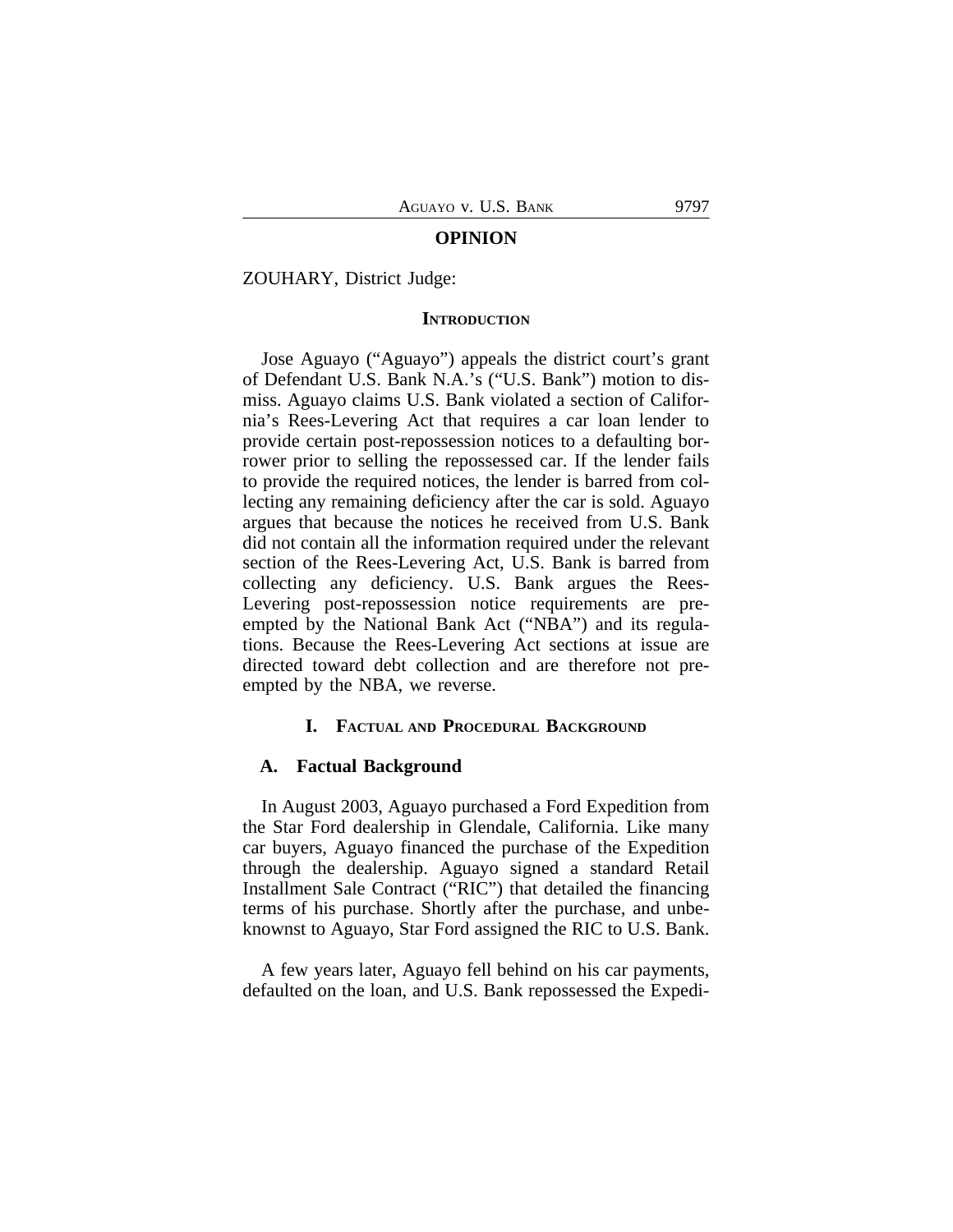## OPINION

ZOUHARY, District Judge:

### INTRODUCTION

Jose Aguayo ("Aguayo") appeals the district court's grant of Defendant U.S. Bank N.A.'s ("U.S. Bank") motion to dismiss. Aguayo claims U.S. Bank violated a section of California's Rees-Levering Act that requires a car loan lender to provide certain post-repossession notices to a defaulting borrower prior to selling the repossessed car. If the lender fails to provide the required notices, the lender is barred from collecting any remaining deficiency after the car is sold. Aguayo argues that because the notices he received from U.S. Bank did not contain all the information required under the relevant section of the Rees-Levering Act, U.S. Bank is barred from collecting any deficiency. U.S. Bank argues the Rees-Levering post-repossession notice requirements are preempted by the National Bank Act ("NBA") and its regulations. Because the Rees-Levering Act sections at issue are directed toward debt collection and are therefore not preempted by the NBA, we reverse.

### I. FACTUAL AND PROCEDURAL BACKGROUND

#### A. Factual Background

In August 2003, Aguayo purchased a Ford Expedition from the Star Ford dealership in Glendale, California. Like many car buyers, Aguayo financed the purchase of the Expedition through the dealership. Aguayo signed a standard Retail Installment Sale Contract ("RIC") that detailed the financing terms of his purchase. Shortly after the purchase, and unbeknownst to Aguayo, Star Ford assigned the RIC to U.S. Bank.

A few years later, Aguayo fell behind on his car payments, defaulted on the loan, and U.S. Bank repossessed the Expedi-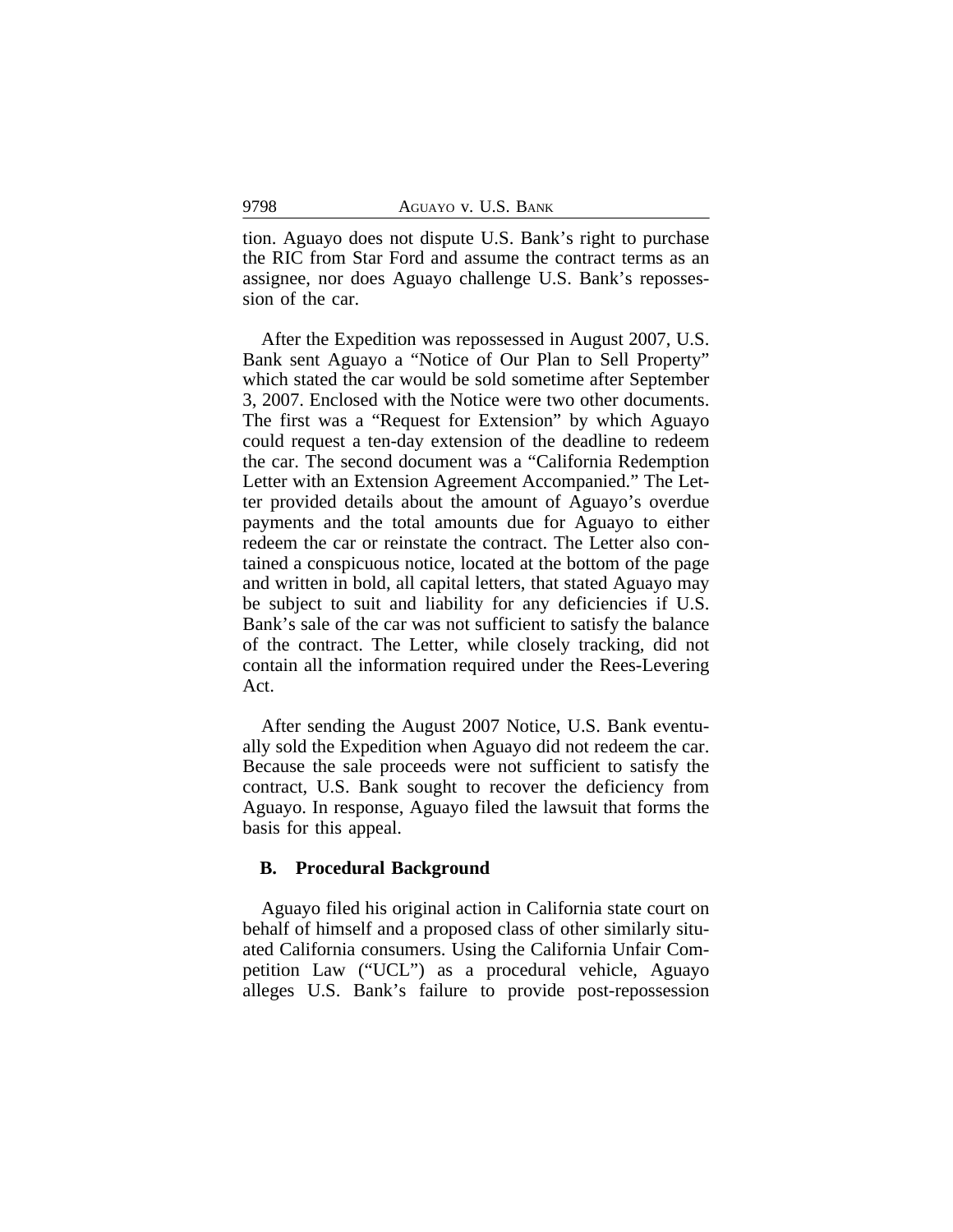tion. Aguayo does not dispute U.S. Bank's right to purchase the RIC from Star Ford and assume the contract terms as an assignee, nor does Aguayo challenge U.S. Bank's repossession of the car.

After the Expedition was repossessed in August 2007, U.S. Bank sent Aguayo a "Notice of Our Plan to Sell Property" which stated the car would be sold sometime after September 3, 2007. Enclosed with the Notice were two other documents. The first was a "Request for Extension" by which Aguayo could request a ten-day extension of the deadline to redeem the car. The second document was a "California Redemption Letter with an Extension Agreement Accompanied." The Letter provided details about the amount of Aguayo's overdue payments and the total amounts due for Aguayo to either redeem the car or reinstate the contract. The Letter also contained a conspicuous notice, located at the bottom of the page and written in bold, all capital letters, that stated Aguayo may be subject to suit and liability for any deficiencies if U.S. Bank's sale of the car was not sufficient to satisfy the balance of the contract. The Letter, while closely tracking, did not contain all the information required under the Rees-Levering Act.

After sending the August 2007 Notice, U.S. Bank eventually sold the Expedition when Aguayo did not redeem the car. Because the sale proceeds were not sufficient to satisfy the contract, U.S. Bank sought to recover the deficiency from Aguayo. In response, Aguayo filed the lawsuit that forms the basis for this appeal.

### B. Procedural Background

Aguayo filed his original action in California state court on behalf of himself and a proposed class of other similarly situated California consumers. Using the California Unfair Competition Law ("UCL") as a procedural vehicle, Aguayo alleges U.S. Bank's failure to provide post-repossession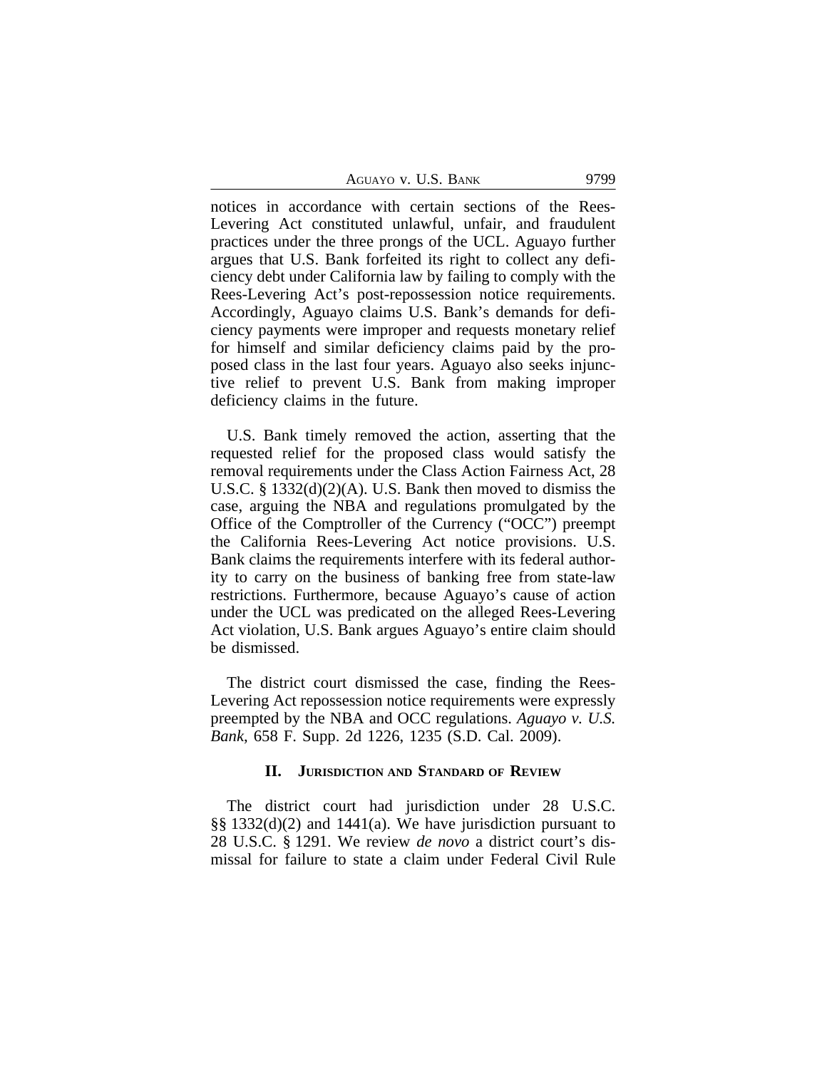notices in accordance with certain sections of the Rees-Levering Act constituted unlawful, unfair, and fraudulent practices under the three prongs of the UCL. Aguayo further argues that U.S. Bank forfeited its right to collect any deficiency debt under California law by failing to comply with the Rees-Levering Act's post-repossession notice requirements. Accordingly, Aguayo claims U.S. Bank's demands for deficiency payments were improper and requests monetary relief for himself and similar deficiency claims paid by the proposed class in the last four years. Aguayo also seeks injunctive relief to prevent U.S. Bank from making improper deficiency claims in the future.

U.S. Bank timely removed the action, asserting that the requested relief for the proposed class would satisfy the removal requirements under the Class Action Fairness Act, 28 U.S.C. § 1332(d)(2)(A). U.S. Bank then moved to dismiss the case, arguing the NBA and regulations promulgated by the Office of the Comptroller of the Currency ("OCC") preempt the California Rees-Levering Act notice provisions. U.S. Bank claims the requirements interfere with its federal authority to carry on the business of banking free from state-law restrictions. Furthermore, because Aguayo's cause of action under the UCL was predicated on the alleged Rees-Levering Act violation, U.S. Bank argues Aguayo's entire claim should be dismissed.

The district court dismissed the case, finding the Rees-Levering Act repossession notice requirements were expressly preempted by the NBA and OCC regulations. *Aguayo v. U.S. Bank*, 658 F. Supp. 2d 1226, 1235 (S.D. Cal. 2009).

## II. Jurisdiction and Standard of Review

The district court had jurisdiction under 28 U.S.C. §§ 1332(d)(2) and 1441(a). We have jurisdiction pursuant to 28 U.S.C. § 1291. We review *de novo* a district court's dismissal for failure to state a claim under Federal Civil Rule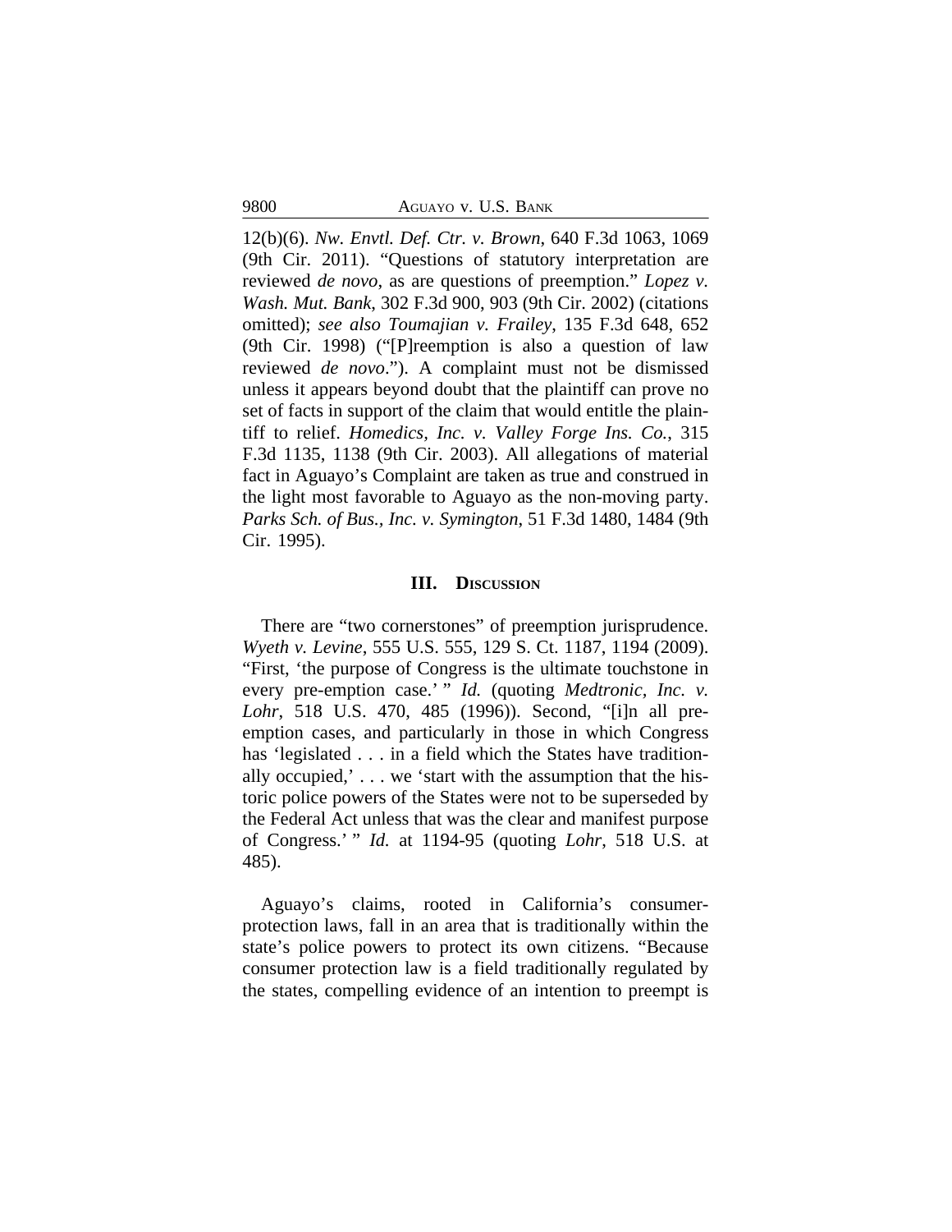12(b)(6). *Nw. Envtl. Def. Ctr. v. Brown*, 640 F.3d 1063, 1069 (9th Cir. 2011). "Questions of statutory interpretation are reviewed *de novo*, as are questions of preemption." *Lopez v. Wash. Mut. Bank*, 302 F.3d 900, 903 (9th Cir. 2002) (citations omitted); *see also Toumajian v. Frailey*, 135 F.3d 648, 652 (9th Cir. 1998) ("[P]reemption is also a question of law reviewed *de novo*."). A complaint must not be dismissed unless it appears beyond doubt that the plaintiff can prove no set of facts in support of the claim that would entitle the plaintiff to relief. *Homedics, Inc. v. Valley Forge Ins. Co.*, 315 F.3d 1135, 1138 (9th Cir. 2003). All allegations of material fact in Aguayo's Complaint are taken as true and construed in the light most favorable to Aguayo as the non-moving party. *Parks Sch. of Bus., Inc. v. Symington*, 51 F.3d 1480, 1484 (9th Cir. 1995).

## III. Discussion

There are "two cornerstones" of preemption jurisprudence. *Wyeth v. Levine*, 555 U.S. 555, 129 S. Ct. 1187, 1194 (2009). "First, 'the purpose of Congress is the ultimate touchstone in every pre-emption case.' " *Id.* (quoting *Medtronic, Inc. v. Lohr*, 518 U.S. 470, 485 (1996)). Second, "[i]n all pre-emption cases, and particularly in those in which Congress has 'legislated . . . in a field which the States have traditionally occupied,' . . . we 'start with the assumption that the historic police powers of the States were not to be superseded by the Federal Act unless that was the clear and manifest purpose of Congress.' " *Id.* at 1194-95 (quoting *Lohr*, 518 U.S. at 485).

Aguayo's claims, rooted in California's consumer-protection laws, fall in an area that is traditionally within the state's police powers to protect its own citizens. "Because consumer protection law is a field traditionally regulated by the states, compelling evidence of an intention to preempt is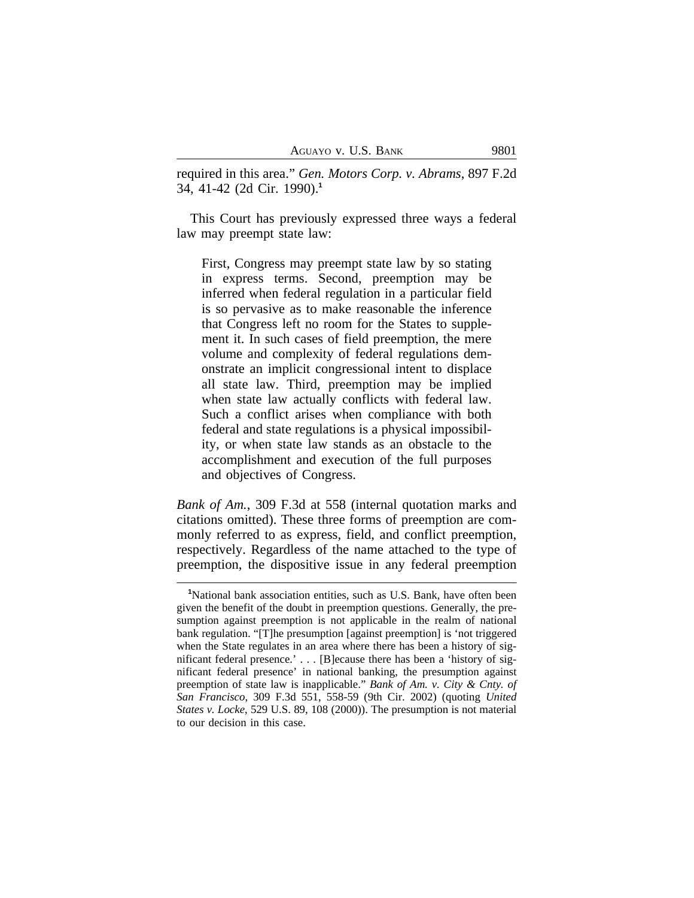required in this area." *Gen. Motors Corp. v. Abrams*, 897 F.2d 34, 41-42 (2d Cir. 1990).[1]

This Court has previously expressed three ways a federal law may preempt state law:

> First, Congress may preempt state law by so stating in express terms. Second, preemption may be inferred when federal regulation in a particular field is so pervasive as to make reasonable the inference that Congress left no room for the States to supplement it. In such cases of field preemption, the mere volume and complexity of federal regulations demonstrate an implicit congressional intent to displace all state law. Third, preemption may be implied when state law actually conflicts with federal law. Such a conflict arises when compliance with both federal and state regulations is a physical impossibility, or when state law stands as an obstacle to the accomplishment and execution of the full purposes and objectives of Congress.

*Bank of Am.*, 309 F.3d at 558 (internal quotation marks and citations omitted). These three forms of preemption are commonly referred to as express, field, and conflict preemption, respectively. Regardless of the name attached to the type of preemption, the dispositive issue in any federal preemption

---

[1]National bank association entities, such as U.S. Bank, have often been given the benefit of the doubt in preemption questions. Generally, the presumption against preemption is not applicable in the realm of national bank regulation. "[T]he presumption [against preemption] is 'not triggered when the State regulates in an area where there has been a history of significant federal presence.' . . . [B]ecause there has been a 'history of significant federal presence' in national banking, the presumption against preemption of state law is inapplicable." *Bank of Am. v. City & Cnty. of San Francisco*, 309 F.3d 551, 558-59 (9th Cir. 2002) (quoting *United States v. Locke*, 529 U.S. 89, 108 (2000)). The presumption is not material to our decision in this case.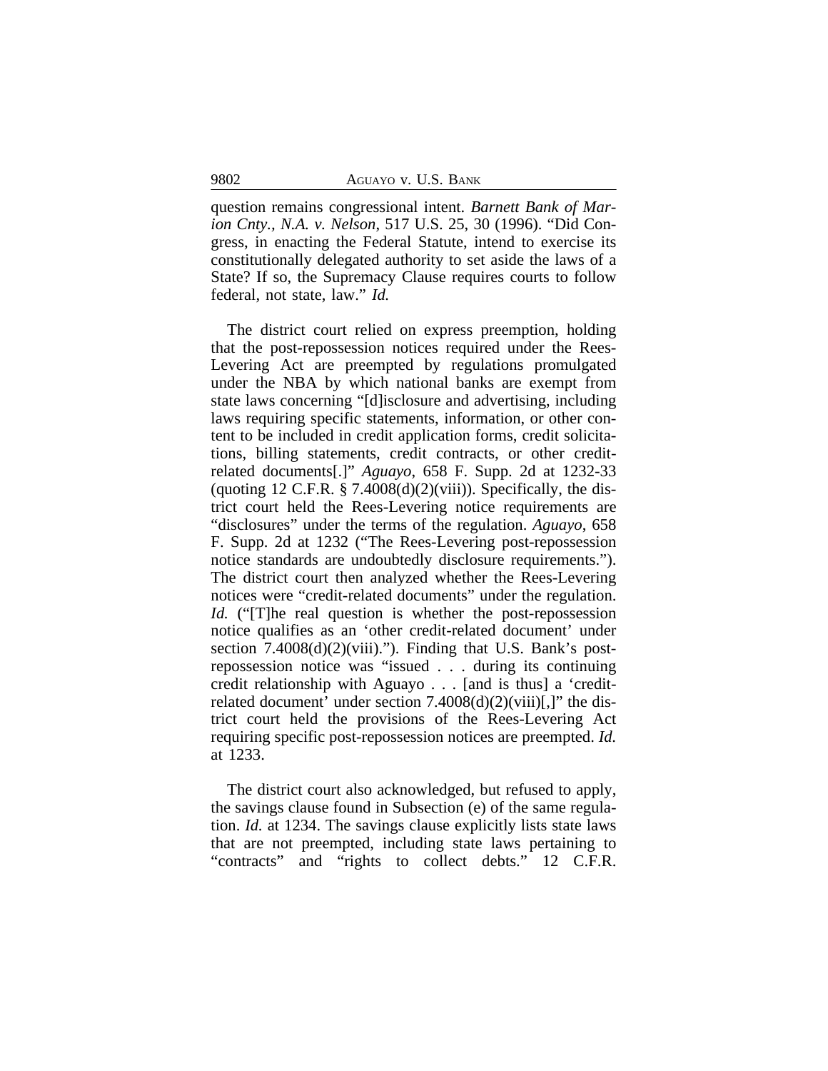question remains congressional intent. *Barnett Bank of Marion Cnty., N.A. v. Nelson*, 517 U.S. 25, 30 (1996). "Did Congress, in enacting the Federal Statute, intend to exercise its constitutionally delegated authority to set aside the laws of a State? If so, the Supremacy Clause requires courts to follow federal, not state, law." *Id.*

The district court relied on express preemption, holding that the post-repossession notices required under the Rees-Levering Act are preempted by regulations promulgated under the NBA by which national banks are exempt from state laws concerning "[d]isclosure and advertising, including laws requiring specific statements, information, or other content to be included in credit application forms, credit solicitations, billing statements, credit contracts, or other credit-related documents[.]" *Aguayo*, 658 F. Supp. 2d at 1232-33 (quoting 12 C.F.R. § 7.4008(d)(2)(viii)). Specifically, the district court held the Rees-Levering notice requirements are "disclosures" under the terms of the regulation. *Aguayo*, 658 F. Supp. 2d at 1232 ("The Rees-Levering post-repossession notice standards are undoubtedly disclosure requirements."). The district court then analyzed whether the Rees-Levering notices were "credit-related documents" under the regulation. *Id.* ("[T]he real question is whether the post-repossession notice qualifies as an 'other credit-related document' under section 7.4008(d)(2)(viii)."). Finding that U.S. Bank's post-repossession notice was "issued . . . during its continuing credit relationship with Aguayo . . . [and is thus] a 'credit-related document' under section 7.4008(d)(2)(viii)[,]" the district court held the provisions of the Rees-Levering Act requiring specific post-repossession notices are preempted. *Id.* at 1233.

The district court also acknowledged, but refused to apply, the savings clause found in Subsection (e) of the same regulation. *Id.* at 1234. The savings clause explicitly lists state laws that are not preempted, including state laws pertaining to "contracts" and "rights to collect debts." 12 C.F.R.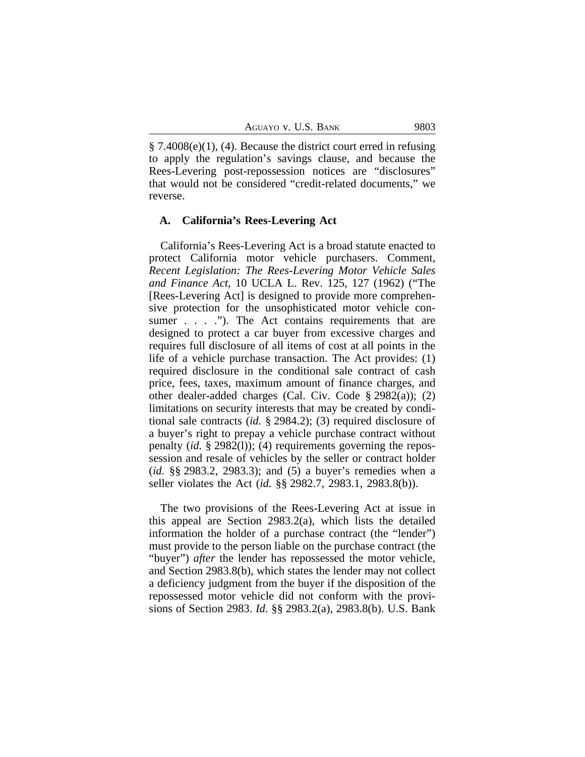§ 7.4008(e)(1), (4). Because the district court erred in refusing to apply the regulation's savings clause, and because the Rees-Levering post-repossession notices are "disclosures" that would not be considered "credit-related documents," we reverse.

### A. California's Rees-Levering Act

California's Rees-Levering Act is a broad statute enacted to protect California motor vehicle purchasers. Comment, *Recent Legislation: The Rees-Levering Motor Vehicle Sales and Finance Act*, 10 UCLA L. Rev. 125, 127 (1962) ("The [Rees-Levering Act] is designed to provide more comprehensive protection for the unsophisticated motor vehicle consumer . . . ."). The Act contains requirements that are designed to protect a car buyer from excessive charges and requires full disclosure of all items of cost at all points in the life of a vehicle purchase transaction. The Act provides: (1) required disclosure in the conditional sale contract of cash price, fees, taxes, maximum amount of finance charges, and other dealer-added charges (Cal. Civ. Code § 2982(a)); (2) limitations on security interests that may be created by conditional sale contracts (*id.* § 2984.2); (3) required disclosure of a buyer's right to prepay a vehicle purchase contract without penalty (*id.* § 2982(l)); (4) requirements governing the repossession and resale of vehicles by the seller or contract holder (*id.* §§ 2983.2, 2983.3); and (5) a buyer's remedies when a seller violates the Act (*id.* §§ 2982.7, 2983.1, 2983.8(b)).

The two provisions of the Rees-Levering Act at issue in this appeal are Section 2983.2(a), which lists the detailed information the holder of a purchase contract (the "lender") must provide to the person liable on the purchase contract (the "buyer") *after* the lender has repossessed the motor vehicle, and Section 2983.8(b), which states the lender may not collect a deficiency judgment from the buyer if the disposition of the repossessed motor vehicle did not conform with the provisions of Section 2983. *Id.* §§ 2983.2(a), 2983.8(b). U.S. Bank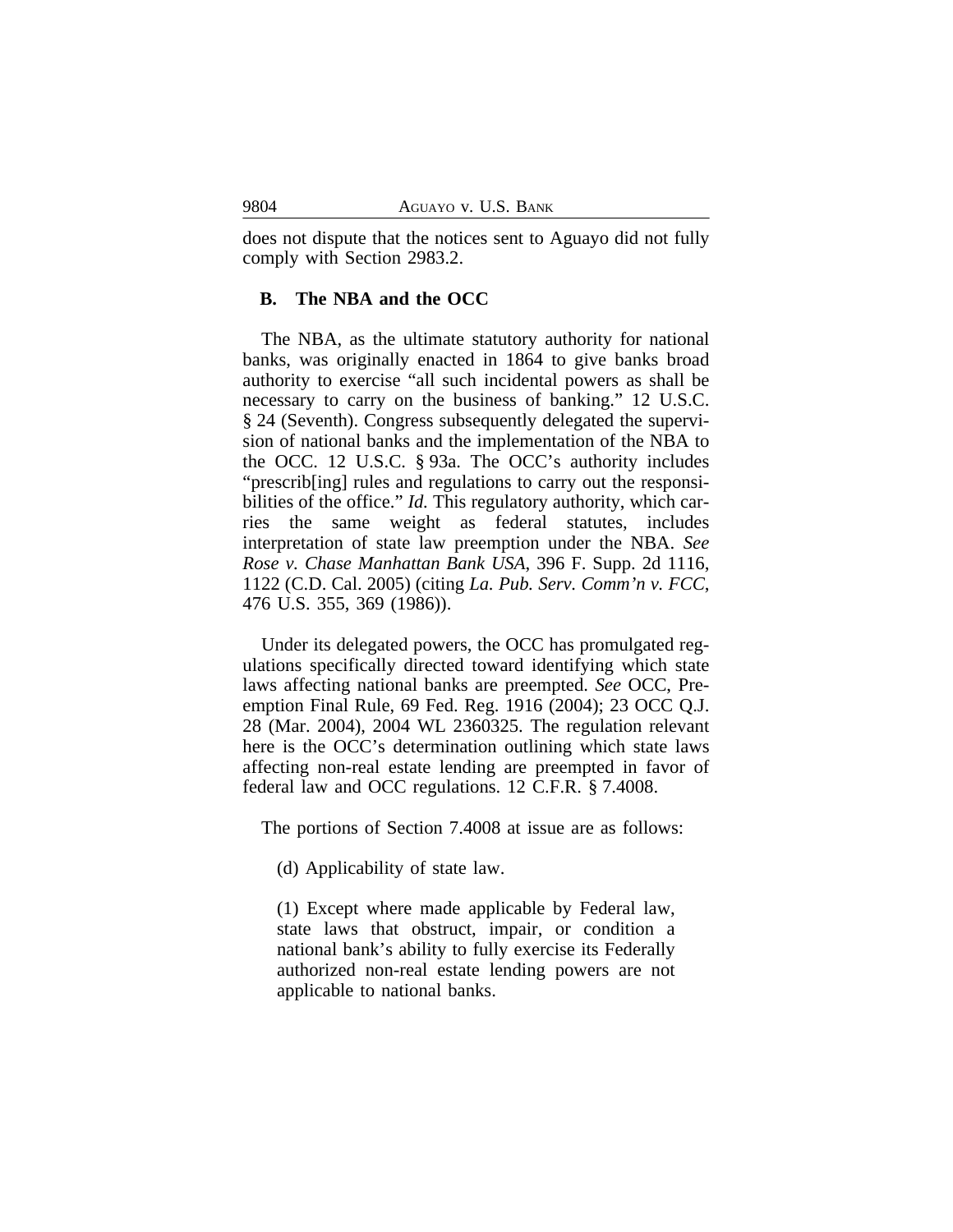does not dispute that the notices sent to Aguayo did not fully comply with Section 2983.2.

### B. The NBA and the OCC

The NBA, as the ultimate statutory authority for national banks, was originally enacted in 1864 to give banks broad authority to exercise "all such incidental powers as shall be necessary to carry on the business of banking." 12 U.S.C. § 24 (Seventh). Congress subsequently delegated the supervision of national banks and the implementation of the NBA to the OCC. 12 U.S.C. § 93a. The OCC's authority includes "prescrib[ing] rules and regulations to carry out the responsibilities of the office." *Id.* This regulatory authority, which carries the same weight as federal statutes, includes interpretation of state law preemption under the NBA. *See Rose v. Chase Manhattan Bank USA*, 396 F. Supp. 2d 1116, 1122 (C.D. Cal. 2005) (citing *La. Pub. Serv. Comm'n v. FCC*, 476 U.S. 355, 369 (1986)).

Under its delegated powers, the OCC has promulgated regulations specifically directed toward identifying which state laws affecting national banks are preempted. *See* OCC, Preemption Final Rule, 69 Fed. Reg. 1916 (2004); 23 OCC Q.J. 28 (Mar. 2004), 2004 WL 2360325. The regulation relevant here is the OCC's determination outlining which state laws affecting non-real estate lending are preempted in favor of federal law and OCC regulations. 12 C.F.R. § 7.4008.

The portions of Section 7.4008 at issue are as follows:

> (d) Applicability of state law.
>
> (1) Except where made applicable by Federal law, state laws that obstruct, impair, or condition a national bank's ability to fully exercise its Federally authorized non-real estate lending powers are not applicable to national banks.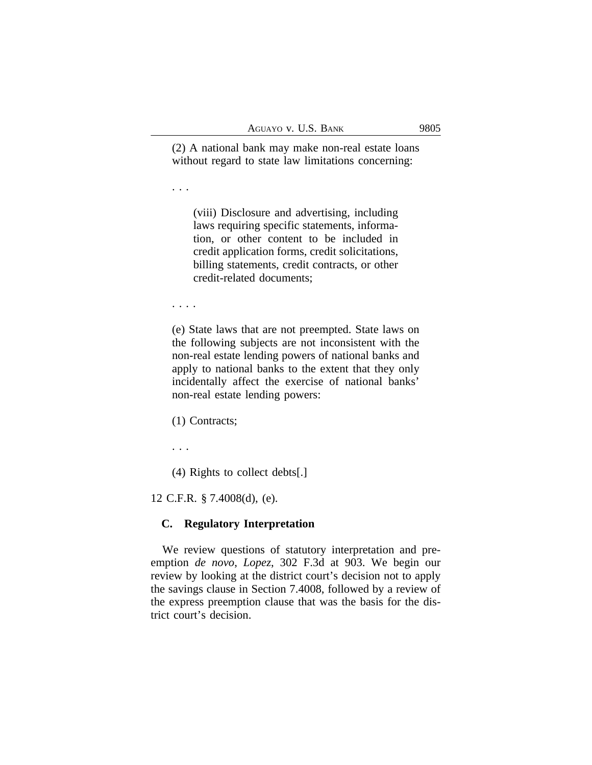> (2) A national bank may make non-real estate loans without regard to state law limitations concerning:
>
> . . .
>
> > (viii) Disclosure and advertising, including laws requiring specific statements, information, or other content to be included in credit application forms, credit solicitations, billing statements, credit contracts, or other credit-related documents;
>
> . . . .
>
> (e) State laws that are not preempted. State laws on the following subjects are not inconsistent with the non-real estate lending powers of national banks and apply to national banks to the extent that they only incidentally affect the exercise of national banks' non-real estate lending powers:
>
> (1) Contracts;
>
> . . .
>
> (4) Rights to collect debts[.]

12 C.F.R. § 7.4008(d), (e).

### C. Regulatory Interpretation

We review questions of statutory interpretation and preemption *de novo*, *Lopez*, 302 F.3d at 903. We begin our review by looking at the district court's decision not to apply the savings clause in Section 7.4008, followed by a review of the express preemption clause that was the basis for the district court's decision.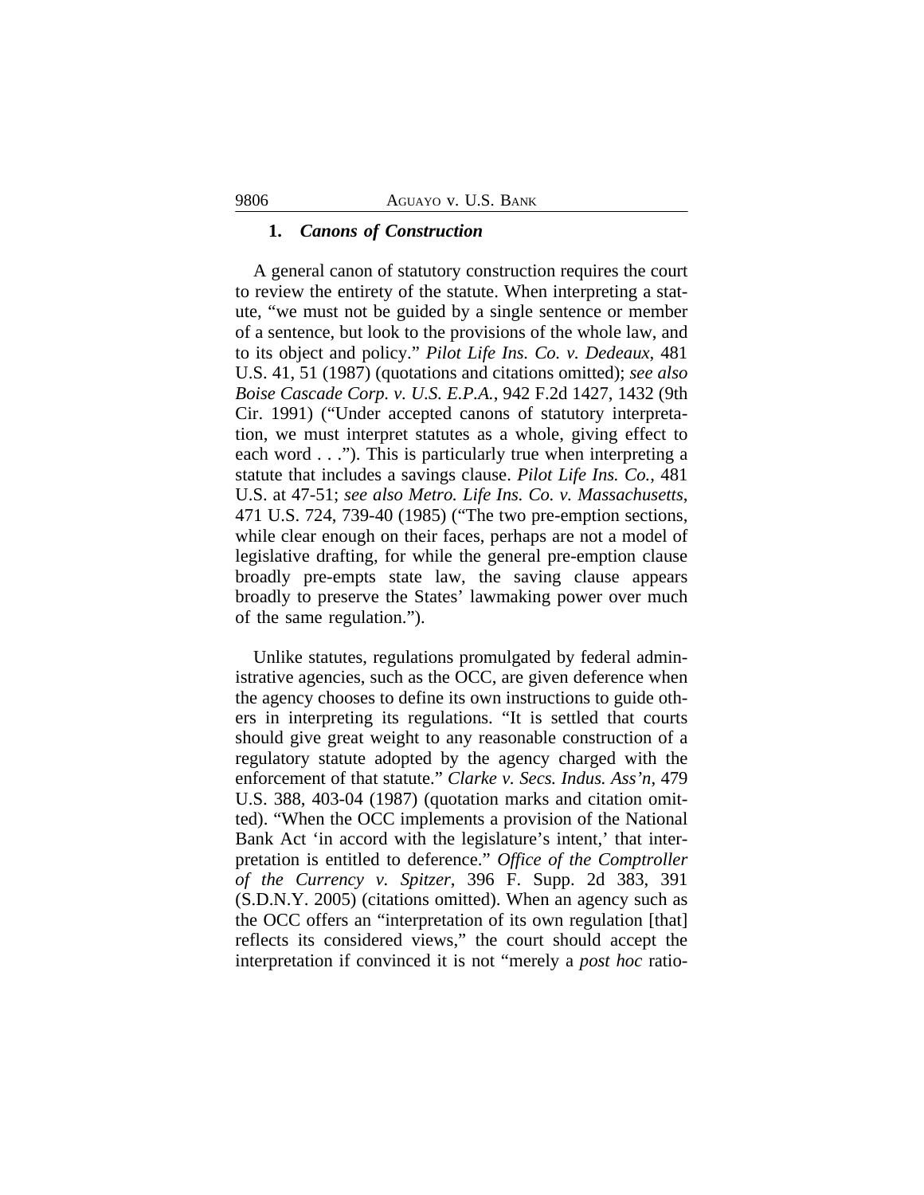### 1. *Canons of Construction*

A general canon of statutory construction requires the court to review the entirety of the statute. When interpreting a statute, "we must not be guided by a single sentence or member of a sentence, but look to the provisions of the whole law, and to its object and policy." *Pilot Life Ins. Co. v. Dedeaux*, 481 U.S. 41, 51 (1987) (quotations and citations omitted); *see also Boise Cascade Corp. v. U.S. E.P.A.*, 942 F.2d 1427, 1432 (9th Cir. 1991) ("Under accepted canons of statutory interpretation, we must interpret statutes as a whole, giving effect to each word . . ."). This is particularly true when interpreting a statute that includes a savings clause. *Pilot Life Ins. Co.*, 481 U.S. at 47-51; *see also Metro. Life Ins. Co. v. Massachusetts*, 471 U.S. 724, 739-40 (1985) ("The two pre-emption sections, while clear enough on their faces, perhaps are not a model of legislative drafting, for while the general pre-emption clause broadly pre-empts state law, the saving clause appears broadly to preserve the States' lawmaking power over much of the same regulation.").

Unlike statutes, regulations promulgated by federal administrative agencies, such as the OCC, are given deference when the agency chooses to define its own instructions to guide others in interpreting its regulations. "It is settled that courts should give great weight to any reasonable construction of a regulatory statute adopted by the agency charged with the enforcement of that statute." *Clarke v. Secs. Indus. Ass'n*, 479 U.S. 388, 403-04 (1987) (quotation marks and citation omitted). "When the OCC implements a provision of the National Bank Act 'in accord with the legislature's intent,' that interpretation is entitled to deference." *Office of the Comptroller of the Currency v. Spitzer*, 396 F. Supp. 2d 383, 391 (S.D.N.Y. 2005) (citations omitted). When an agency such as the OCC offers an "interpretation of its own regulation [that] reflects its considered views," the court should accept the interpretation if convinced it is not "merely a *post hoc* ratio-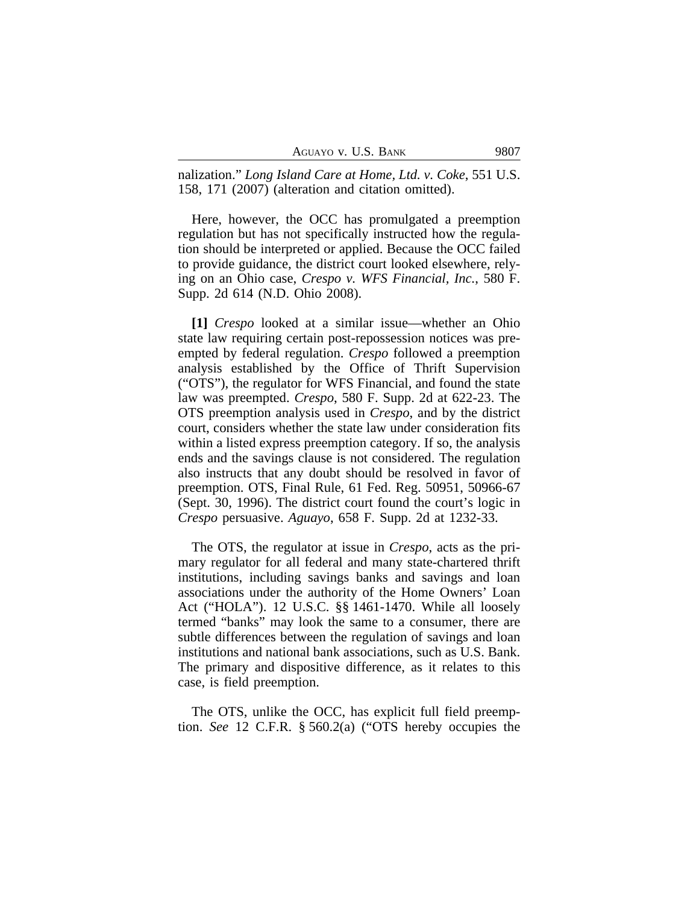nalization." *Long Island Care at Home, Ltd. v. Coke*, 551 U.S. 158, 171 (2007) (alteration and citation omitted).

Here, however, the OCC has promulgated a preemption regulation but has not specifically instructed how the regulation should be interpreted or applied. Because the OCC failed to provide guidance, the district court looked elsewhere, relying on an Ohio case, *Crespo v. WFS Financial, Inc.*, 580 F. Supp. 2d 614 (N.D. Ohio 2008).

**[1]** *Crespo* looked at a similar issue—whether an Ohio state law requiring certain post-repossession notices was preempted by federal regulation. *Crespo* followed a preemption analysis established by the Office of Thrift Supervision ("OTS"), the regulator for WFS Financial, and found the state law was preempted. *Crespo*, 580 F. Supp. 2d at 622-23. The OTS preemption analysis used in *Crespo*, and by the district court, considers whether the state law under consideration fits within a listed express preemption category. If so, the analysis ends and the savings clause is not considered. The regulation also instructs that any doubt should be resolved in favor of preemption. OTS, Final Rule, 61 Fed. Reg. 50951, 50966-67 (Sept. 30, 1996). The district court found the court's logic in *Crespo* persuasive. *Aguayo*, 658 F. Supp. 2d at 1232-33.

The OTS, the regulator at issue in *Crespo*, acts as the primary regulator for all federal and many state-chartered thrift institutions, including savings banks and savings and loan associations under the authority of the Home Owners' Loan Act ("HOLA"). 12 U.S.C. §§ 1461-1470. While all loosely termed "banks" may look the same to a consumer, there are subtle differences between the regulation of savings and loan institutions and national bank associations, such as U.S. Bank. The primary and dispositive difference, as it relates to this case, is field preemption.

The OTS, unlike the OCC, has explicit full field preemption. *See* 12 C.F.R. § 560.2(a) ("OTS hereby occupies the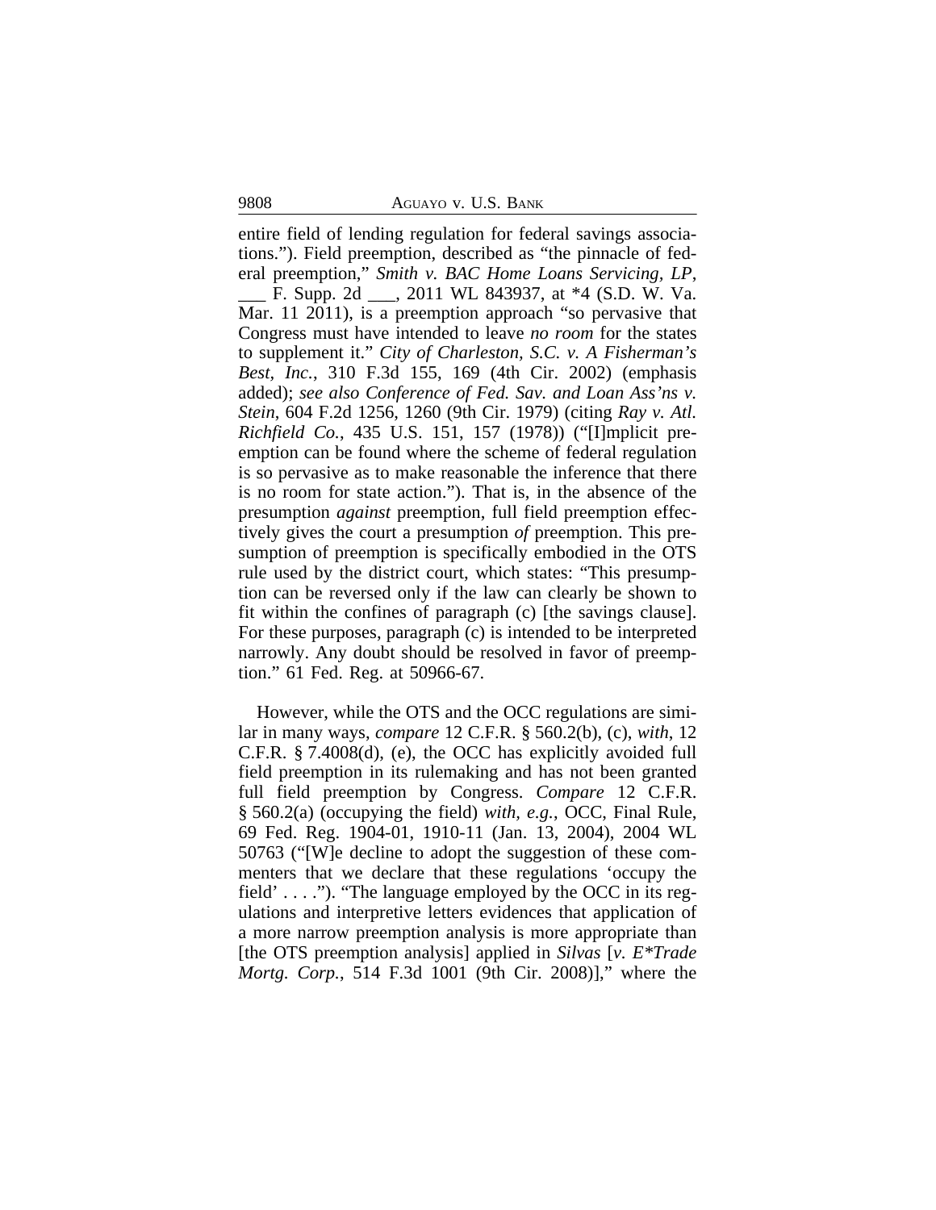entire field of lending regulation for federal savings associations."). Field preemption, described as "the pinnacle of federal preemption," *Smith v. BAC Home Loans Servicing, LP*, ___ F. Supp. 2d ___, 2011 WL 843937, at *4 (S.D. W. Va. Mar. 11 2011), is a preemption approach "so pervasive that Congress must have intended to leave *no room* for the states to supplement it." *City of Charleston, S.C. v. A Fisherman's Best, Inc.*, 310 F.3d 155, 169 (4th Cir. 2002) (emphasis added); *see also Conference of Fed. Sav. and Loan Ass'ns v. Stein*, 604 F.2d 1256, 1260 (9th Cir. 1979) (citing *Ray v. Atl. Richfield Co.*, 435 U.S. 151, 157 (1978)) ("[I]mplicit preemption can be found where the scheme of federal regulation is so pervasive as to make reasonable the inference that there is no room for state action."). That is, in the absence of the presumption *against* preemption, full field preemption effectively gives the court a presumption *of* preemption. This presumption of preemption is specifically embodied in the OTS rule used by the district court, which states: "This presumption can be reversed only if the law can clearly be shown to fit within the confines of paragraph (c) [the savings clause]. For these purposes, paragraph (c) is intended to be interpreted narrowly. Any doubt should be resolved in favor of preemption." 61 Fed. Reg. at 50966-67.

However, while the OTS and the OCC regulations are similar in many ways, *compare* 12 C.F.R. § 560.2(b), (c), *with*, 12 C.F.R. § 7.4008(d), (e), the OCC has explicitly avoided full field preemption in its rulemaking and has not been granted full field preemption by Congress. *Compare* 12 C.F.R. § 560.2(a) (occupying the field) *with*, *e.g.*, OCC, Final Rule, 69 Fed. Reg. 1904-01, 1910-11 (Jan. 13, 2004), 2004 WL 50763 ("[W]e decline to adopt the suggestion of these commenters that we declare that these regulations 'occupy the field' . . . ."). "The language employed by the OCC in its regulations and interpretive letters evidences that application of a more narrow preemption analysis is more appropriate than [the OTS preemption analysis] applied in *Silvas* [*v. E*Trade Mortg. Corp.*, 514 F.3d 1001 (9th Cir. 2008)]," where the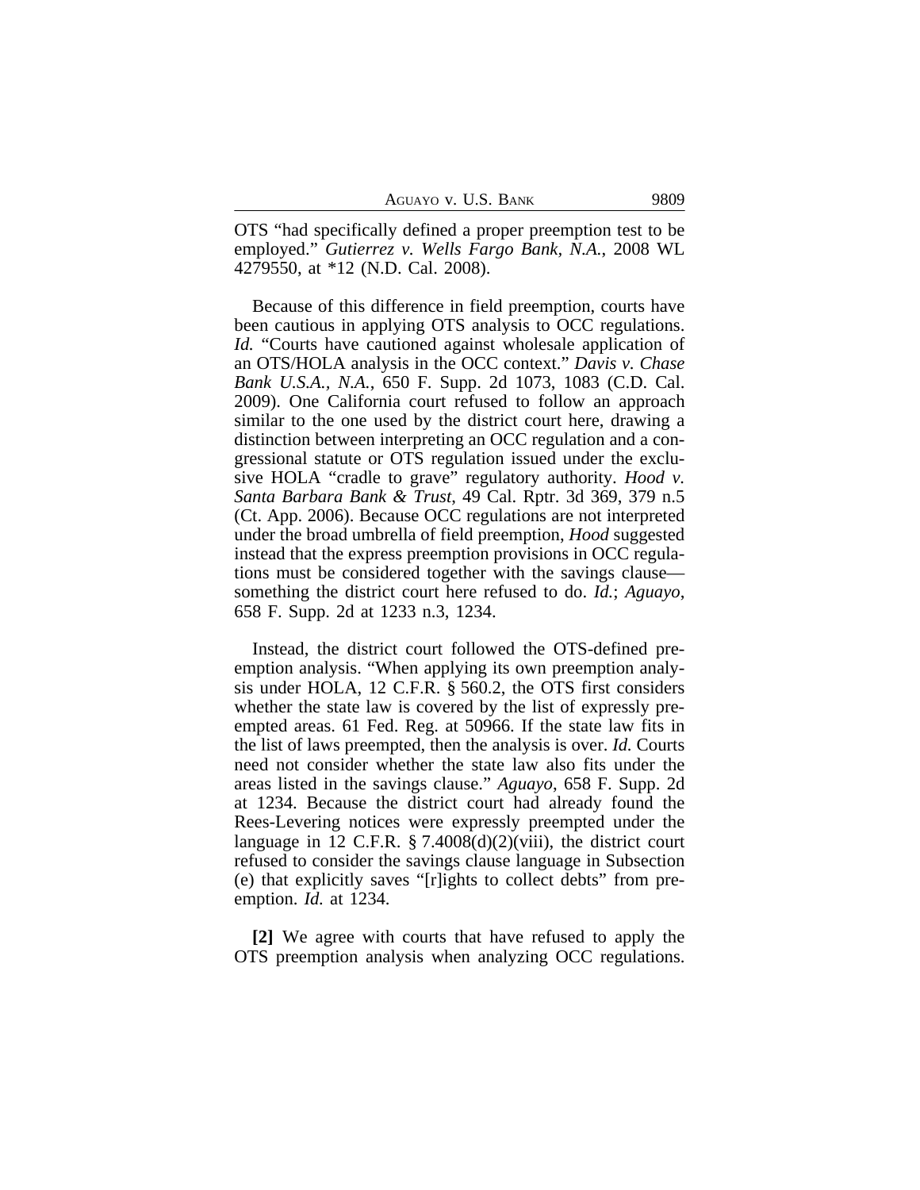OTS "had specifically defined a proper preemption test to be employed." *Gutierrez v. Wells Fargo Bank, N.A.*, 2008 WL 4279550, at *12 (N.D. Cal. 2008).

Because of this difference in field preemption, courts have been cautious in applying OTS analysis to OCC regulations. *Id.* "Courts have cautioned against wholesale application of an OTS/HOLA analysis in the OCC context." *Davis v. Chase Bank U.S.A., N.A.*, 650 F. Supp. 2d 1073, 1083 (C.D. Cal. 2009). One California court refused to follow an approach similar to the one used by the district court here, drawing a distinction between interpreting an OCC regulation and a congressional statute or OTS regulation issued under the exclusive HOLA "cradle to grave" regulatory authority. *Hood v. Santa Barbara Bank & Trust*, 49 Cal. Rptr. 3d 369, 379 n.5 (Ct. App. 2006). Because OCC regulations are not interpreted under the broad umbrella of field preemption, *Hood* suggested instead that the express preemption provisions in OCC regulations must be considered together with the savings clause—something the district court here refused to do. *Id.*; *Aguayo*, 658 F. Supp. 2d at 1233 n.3, 1234.

Instead, the district court followed the OTS-defined preemption analysis. "When applying its own preemption analysis under HOLA, 12 C.F.R. § 560.2, the OTS first considers whether the state law is covered by the list of expressly preempted areas. 61 Fed. Reg. at 50966. If the state law fits in the list of laws preempted, then the analysis is over. *Id.* Courts need not consider whether the state law also fits under the areas listed in the savings clause." *Aguayo*, 658 F. Supp. 2d at 1234. Because the district court had already found the Rees-Levering notices were expressly preempted under the language in 12 C.F.R. § 7.4008(d)(2)(viii), the district court refused to consider the savings clause language in Subsection (e) that explicitly saves "[r]ights to collect debts" from preemption. *Id.* at 1234.

**[2]** We agree with courts that have refused to apply the OTS preemption analysis when analyzing OCC regulations.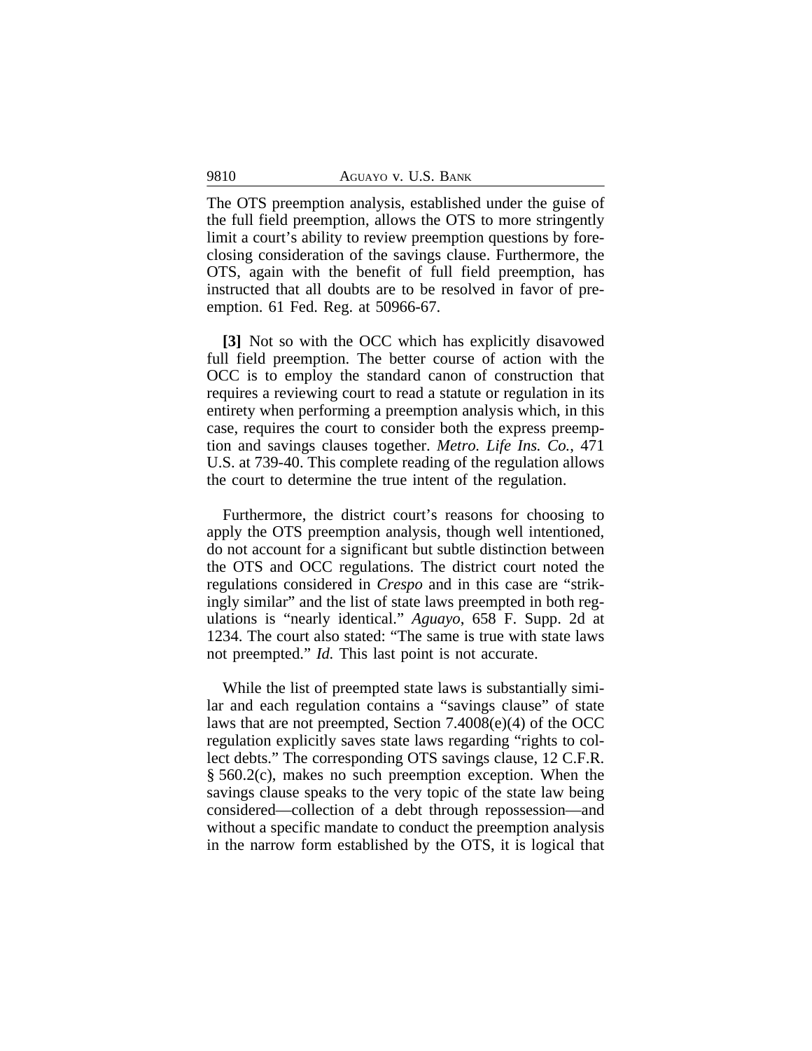The OTS preemption analysis, established under the guise of the full field preemption, allows the OTS to more stringently limit a court's ability to review preemption questions by foreclosing consideration of the savings clause. Furthermore, the OTS, again with the benefit of full field preemption, has instructed that all doubts are to be resolved in favor of preemption. 61 Fed. Reg. at 50966-67.

**[3]** Not so with the OCC which has explicitly disavowed full field preemption. The better course of action with the OCC is to employ the standard canon of construction that requires a reviewing court to read a statute or regulation in its entirety when performing a preemption analysis which, in this case, requires the court to consider both the express preemption and savings clauses together. *Metro. Life Ins. Co.*, 471 U.S. at 739-40. This complete reading of the regulation allows the court to determine the true intent of the regulation.

Furthermore, the district court's reasons for choosing to apply the OTS preemption analysis, though well intentioned, do not account for a significant but subtle distinction between the OTS and OCC regulations. The district court noted the regulations considered in *Crespo* and in this case are "strikingly similar" and the list of state laws preempted in both regulations is "nearly identical." *Aguayo*, 658 F. Supp. 2d at 1234. The court also stated: "The same is true with state laws not preempted." *Id.* This last point is not accurate.

While the list of preempted state laws is substantially similar and each regulation contains a "savings clause" of state laws that are not preempted, Section 7.4008(e)(4) of the OCC regulation explicitly saves state laws regarding "rights to collect debts." The corresponding OTS savings clause, 12 C.F.R. § 560.2(c), makes no such preemption exception. When the savings clause speaks to the very topic of the state law being considered—collection of a debt through repossession—and without a specific mandate to conduct the preemption analysis in the narrow form established by the OTS, it is logical that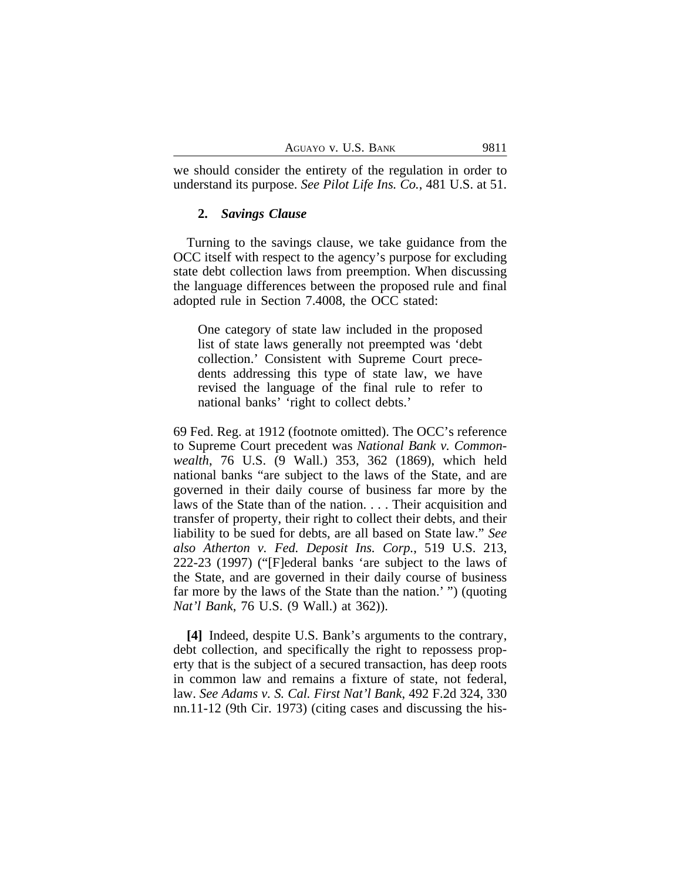we should consider the entirety of the regulation in order to understand its purpose. *See Pilot Life Ins. Co.*, 481 U.S. at 51.

### 2. *Savings Clause*

Turning to the savings clause, we take guidance from the OCC itself with respect to the agency's purpose for excluding state debt collection laws from preemption. When discussing the language differences between the proposed rule and final adopted rule in Section 7.4008, the OCC stated:

> One category of state law included in the proposed list of state laws generally not preempted was 'debt collection.' Consistent with Supreme Court precedents addressing this type of state law, we have revised the language of the final rule to refer to national banks' 'right to collect debts.'

69 Fed. Reg. at 1912 (footnote omitted). The OCC's reference to Supreme Court precedent was *National Bank v. Commonwealth*, 76 U.S. (9 Wall.) 353, 362 (1869), which held national banks "are subject to the laws of the State, and are governed in their daily course of business far more by the laws of the State than of the nation. . . . Their acquisition and transfer of property, their right to collect their debts, and their liability to be sued for debts, are all based on State law." *See also Atherton v. Fed. Deposit Ins. Corp.*, 519 U.S. 213, 222-23 (1997) ("[F]ederal banks 'are subject to the laws of the State, and are governed in their daily course of business far more by the laws of the State than the nation.' ") (quoting *Nat'l Bank*, 76 U.S. (9 Wall.) at 362)).

**[4]** Indeed, despite U.S. Bank's arguments to the contrary, debt collection, and specifically the right to repossess property that is the subject of a secured transaction, has deep roots in common law and remains a fixture of state, not federal, law. *See Adams v. S. Cal. First Nat'l Bank*, 492 F.2d 324, 330 nn.11-12 (9th Cir. 1973) (citing cases and discussing the his-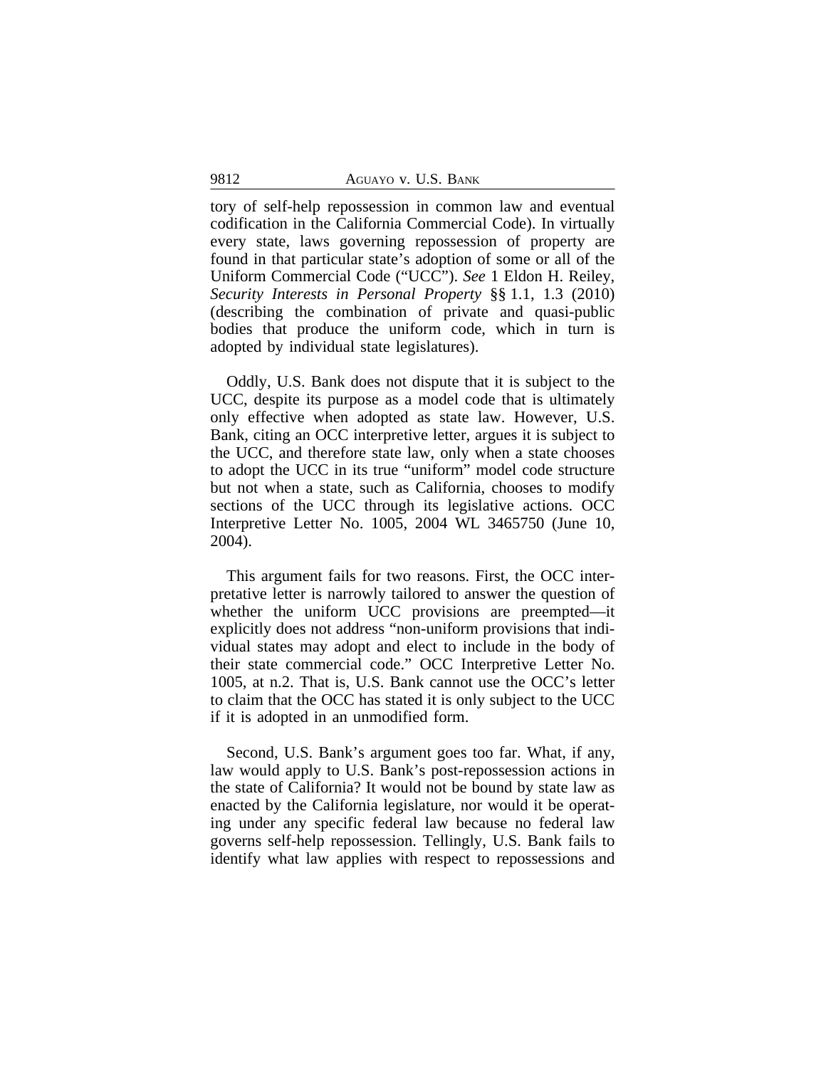tory of self-help repossession in common law and eventual codification in the California Commercial Code). In virtually every state, laws governing repossession of property are found in that particular state's adoption of some or all of the Uniform Commercial Code ("UCC"). *See* 1 Eldon H. Reiley, *Security Interests in Personal Property* §§ 1.1, 1.3 (2010) (describing the combination of private and quasi-public bodies that produce the uniform code, which in turn is adopted by individual state legislatures).

Oddly, U.S. Bank does not dispute that it is subject to the UCC, despite its purpose as a model code that is ultimately only effective when adopted as state law. However, U.S. Bank, citing an OCC interpretive letter, argues it is subject to the UCC, and therefore state law, only when a state chooses to adopt the UCC in its true "uniform" model code structure but not when a state, such as California, chooses to modify sections of the UCC through its legislative actions. OCC Interpretive Letter No. 1005, 2004 WL 3465750 (June 10, 2004).

This argument fails for two reasons. First, the OCC interpretative letter is narrowly tailored to answer the question of whether the uniform UCC provisions are preempted—it explicitly does not address "non-uniform provisions that individual states may adopt and elect to include in the body of their state commercial code." OCC Interpretive Letter No. 1005, at n.2. That is, U.S. Bank cannot use the OCC's letter to claim that the OCC has stated it is only subject to the UCC if it is adopted in an unmodified form.

Second, U.S. Bank's argument goes too far. What, if any, law would apply to U.S. Bank's post-repossession actions in the state of California? It would not be bound by state law as enacted by the California legislature, nor would it be operating under any specific federal law because no federal law governs self-help repossession. Tellingly, U.S. Bank fails to identify what law applies with respect to repossessions and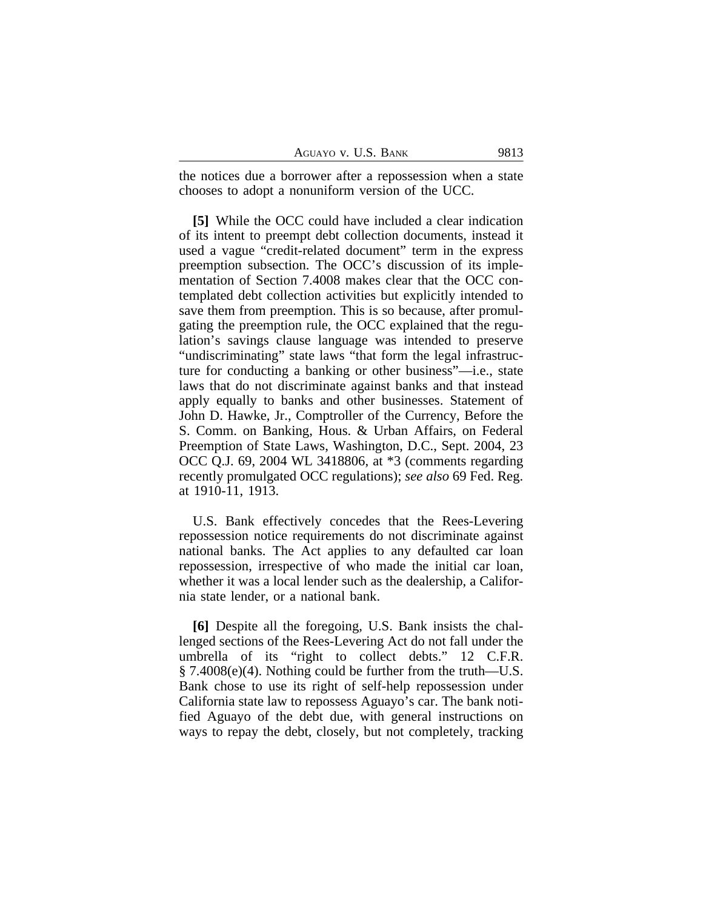the notices due a borrower after a repossession when a state chooses to adopt a nonuniform version of the UCC.

**[5]** While the OCC could have included a clear indication of its intent to preempt debt collection documents, instead it used a vague "credit-related document" term in the express preemption subsection. The OCC's discussion of its implementation of Section 7.4008 makes clear that the OCC contemplated debt collection activities but explicitly intended to save them from preemption. This is so because, after promulgating the preemption rule, the OCC explained that the regulation's savings clause language was intended to preserve "undiscriminating" state laws "that form the legal infrastructure for conducting a banking or other business"—i.e., state laws that do not discriminate against banks and that instead apply equally to banks and other businesses. Statement of John D. Hawke, Jr., Comptroller of the Currency, Before the S. Comm. on Banking, Hous. & Urban Affairs, on Federal Preemption of State Laws, Washington, D.C., Sept. 2004, 23 OCC Q.J. 69, 2004 WL 3418806, at *3 (comments regarding recently promulgated OCC regulations); *see also* 69 Fed. Reg. at 1910-11, 1913.

U.S. Bank effectively concedes that the Rees-Levering repossession notice requirements do not discriminate against national banks. The Act applies to any defaulted car loan repossession, irrespective of who made the initial car loan, whether it was a local lender such as the dealership, a California state lender, or a national bank.

**[6]** Despite all the foregoing, U.S. Bank insists the challenged sections of the Rees-Levering Act do not fall under the umbrella of its "right to collect debts." 12 C.F.R. § 7.4008(e)(4). Nothing could be further from the truth—U.S. Bank chose to use its right of self-help repossession under California state law to repossess Aguayo's car. The bank notified Aguayo of the debt due, with general instructions on ways to repay the debt, closely, but not completely, tracking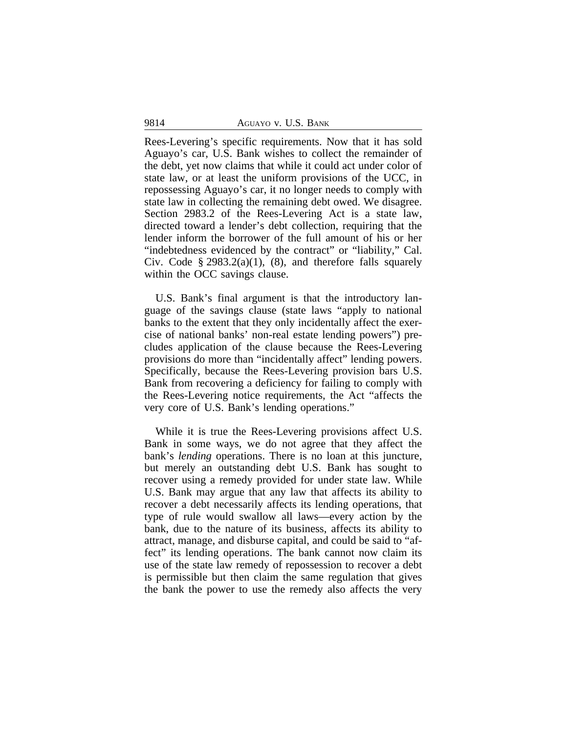Rees-Levering's specific requirements. Now that it has sold Aguayo's car, U.S. Bank wishes to collect the remainder of the debt, yet now claims that while it could act under color of state law, or at least the uniform provisions of the UCC, in repossessing Aguayo's car, it no longer needs to comply with state law in collecting the remaining debt owed. We disagree. Section 2983.2 of the Rees-Levering Act is a state law, directed toward a lender's debt collection, requiring that the lender inform the borrower of the full amount of his or her "indebtedness evidenced by the contract" or "liability," Cal. Civ. Code § 2983.2(a)(1), (8), and therefore falls squarely within the OCC savings clause.

U.S. Bank's final argument is that the introductory language of the savings clause (state laws "apply to national banks to the extent that they only incidentally affect the exercise of national banks' non-real estate lending powers") precludes application of the clause because the Rees-Levering provisions do more than "incidentally affect" lending powers. Specifically, because the Rees-Levering provision bars U.S. Bank from recovering a deficiency for failing to comply with the Rees-Levering notice requirements, the Act "affects the very core of U.S. Bank's lending operations."

While it is true the Rees-Levering provisions affect U.S. Bank in some ways, we do not agree that they affect the bank's *lending* operations. There is no loan at this juncture, but merely an outstanding debt U.S. Bank has sought to recover using a remedy provided for under state law. While U.S. Bank may argue that any law that affects its ability to recover a debt necessarily affects its lending operations, that type of rule would swallow all laws—every action by the bank, due to the nature of its business, affects its ability to attract, manage, and disburse capital, and could be said to "affect" its lending operations. The bank cannot now claim its use of the state law remedy of repossession to recover a debt is permissible but then claim the same regulation that gives the bank the power to use the remedy also affects the very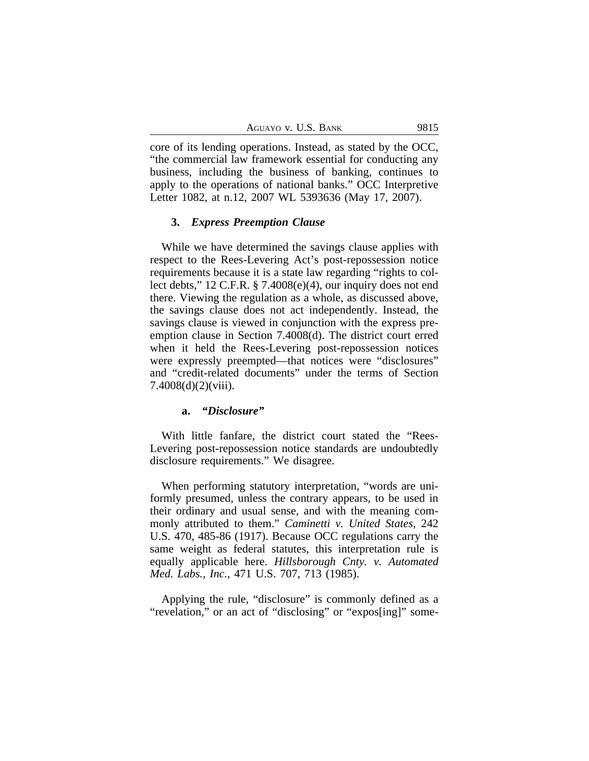core of its lending operations. Instead, as stated by the OCC, "the commercial law framework essential for conducting any business, including the business of banking, continues to apply to the operations of national banks." OCC Interpretive Letter 1082, at n.12, 2007 WL 5393636 (May 17, 2007).

### 3. *Express Preemption Clause*

While we have determined the savings clause applies with respect to the Rees-Levering Act's post-repossession notice requirements because it is a state law regarding "rights to collect debts," 12 C.F.R. § 7.4008(e)(4), our inquiry does not end there. Viewing the regulation as a whole, as discussed above, the savings clause does not act independently. Instead, the savings clause is viewed in conjunction with the express preemption clause in Section 7.4008(d). The district court erred when it held the Rees-Levering post-repossession notices were expressly preempted—that notices were "disclosures" and "credit-related documents" under the terms of Section 7.4008(d)(2)(viii).

#### a. *"Disclosure"*

With little fanfare, the district court stated the "Rees-Levering post-repossession notice standards are undoubtedly disclosure requirements." We disagree.

When performing statutory interpretation, "words are uniformly presumed, unless the contrary appears, to be used in their ordinary and usual sense, and with the meaning commonly attributed to them." *Caminetti v. United States*, 242 U.S. 470, 485-86 (1917). Because OCC regulations carry the same weight as federal statutes, this interpretation rule is equally applicable here. *Hillsborough Cnty. v. Automated Med. Labs., Inc.*, 471 U.S. 707, 713 (1985).

Applying the rule, "disclosure" is commonly defined as a "revelation," or an act of "disclosing" or "expos[ing]" some-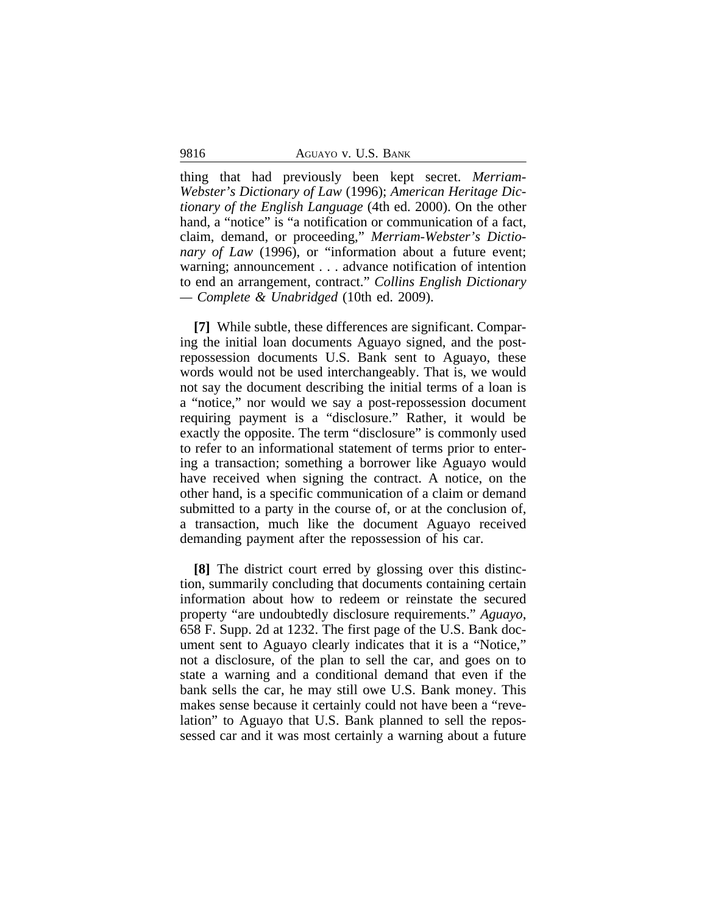thing that had previously been kept secret. *Merriam-Webster's Dictionary of Law* (1996); *American Heritage Dictionary of the English Language* (4th ed. 2000). On the other hand, a "notice" is "a notification or communication of a fact, claim, demand, or proceeding," *Merriam-Webster's Dictionary of Law* (1996), or "information about a future event; warning; announcement . . . advance notification of intention to end an arrangement, contract." *Collins English Dictionary — Complete & Unabridged* (10th ed. 2009).

**[7]** While subtle, these differences are significant. Comparing the initial loan documents Aguayo signed, and the post-repossession documents U.S. Bank sent to Aguayo, these words would not be used interchangeably. That is, we would not say the document describing the initial terms of a loan is a "notice," nor would we say a post-repossession document requiring payment is a "disclosure." Rather, it would be exactly the opposite. The term "disclosure" is commonly used to refer to an informational statement of terms prior to entering a transaction; something a borrower like Aguayo would have received when signing the contract. A notice, on the other hand, is a specific communication of a claim or demand submitted to a party in the course of, or at the conclusion of, a transaction, much like the document Aguayo received demanding payment after the repossession of his car.

**[8]** The district court erred by glossing over this distinction, summarily concluding that documents containing certain information about how to redeem or reinstate the secured property "are undoubtedly disclosure requirements." *Aguayo*, 658 F. Supp. 2d at 1232. The first page of the U.S. Bank document sent to Aguayo clearly indicates that it is a "Notice," not a disclosure, of the plan to sell the car, and goes on to state a warning and a conditional demand that even if the bank sells the car, he may still owe U.S. Bank money. This makes sense because it certainly could not have been a "revelation" to Aguayo that U.S. Bank planned to sell the repossessed car and it was most certainly a warning about a future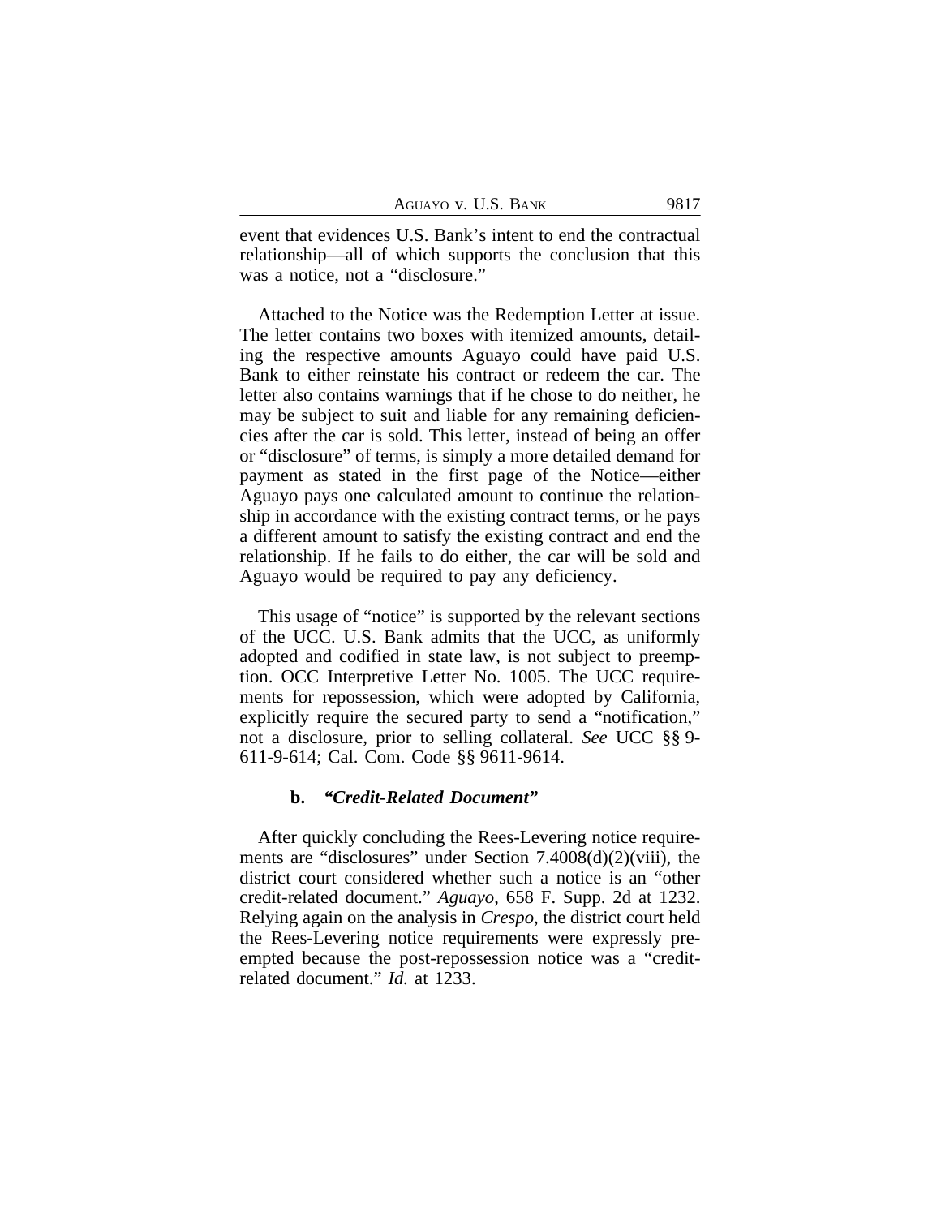event that evidences U.S. Bank's intent to end the contractual relationship—all of which supports the conclusion that this was a notice, not a "disclosure."

Attached to the Notice was the Redemption Letter at issue. The letter contains two boxes with itemized amounts, detailing the respective amounts Aguayo could have paid U.S. Bank to either reinstate his contract or redeem the car. The letter also contains warnings that if he chose to do neither, he may be subject to suit and liable for any remaining deficiencies after the car is sold. This letter, instead of being an offer or "disclosure" of terms, is simply a more detailed demand for payment as stated in the first page of the Notice—either Aguayo pays one calculated amount to continue the relationship in accordance with the existing contract terms, or he pays a different amount to satisfy the existing contract and end the relationship. If he fails to do either, the car will be sold and Aguayo would be required to pay any deficiency.

This usage of "notice" is supported by the relevant sections of the UCC. U.S. Bank admits that the UCC, as uniformly adopted and codified in state law, is not subject to preemption. OCC Interpretive Letter No. 1005. The UCC requirements for repossession, which were adopted by California, explicitly require the secured party to send a "notification," not a disclosure, prior to selling collateral. *See* UCC §§ 9-611-9-614; Cal. Com. Code §§ 9611-9614.

### b. *"Credit-Related Document"*

After quickly concluding the Rees-Levering notice requirements are "disclosures" under Section 7.4008(d)(2)(viii), the district court considered whether such a notice is an "other credit-related document." *Aguayo*, 658 F. Supp. 2d at 1232. Relying again on the analysis in *Crespo*, the district court held the Rees-Levering notice requirements were expressly preempted because the post-repossession notice was a "credit-related document." *Id.* at 1233.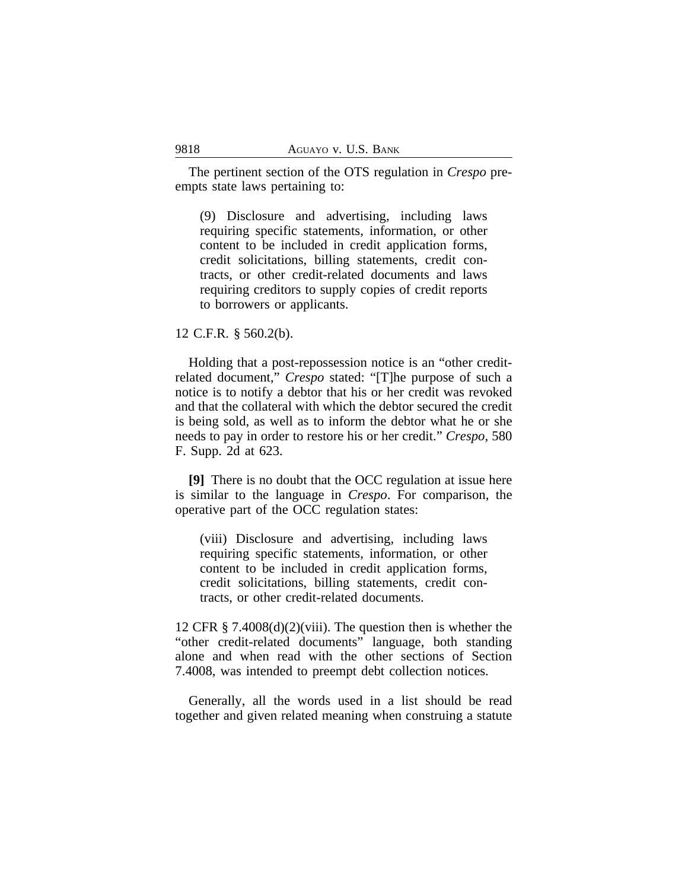The pertinent section of the OTS regulation in *Crespo* preempts state laws pertaining to:

> (9) Disclosure and advertising, including laws requiring specific statements, information, or other content to be included in credit application forms, credit solicitations, billing statements, credit contracts, or other credit-related documents and laws requiring creditors to supply copies of credit reports to borrowers or applicants.

12 C.F.R. § 560.2(b).

Holding that a post-repossession notice is an "other credit-related document," *Crespo* stated: "[T]he purpose of such a notice is to notify a debtor that his or her credit was revoked and that the collateral with which the debtor secured the credit is being sold, as well as to inform the debtor what he or she needs to pay in order to restore his or her credit." *Crespo*, 580 F. Supp. 2d at 623.

**[9]** There is no doubt that the OCC regulation at issue here is similar to the language in *Crespo*. For comparison, the operative part of the OCC regulation states:

> (viii) Disclosure and advertising, including laws requiring specific statements, information, or other content to be included in credit application forms, credit solicitations, billing statements, credit contracts, or other credit-related documents.

12 CFR § 7.4008(d)(2)(viii). The question then is whether the "other credit-related documents" language, both standing alone and when read with the other sections of Section 7.4008, was intended to preempt debt collection notices.

Generally, all the words used in a list should be read together and given related meaning when construing a statute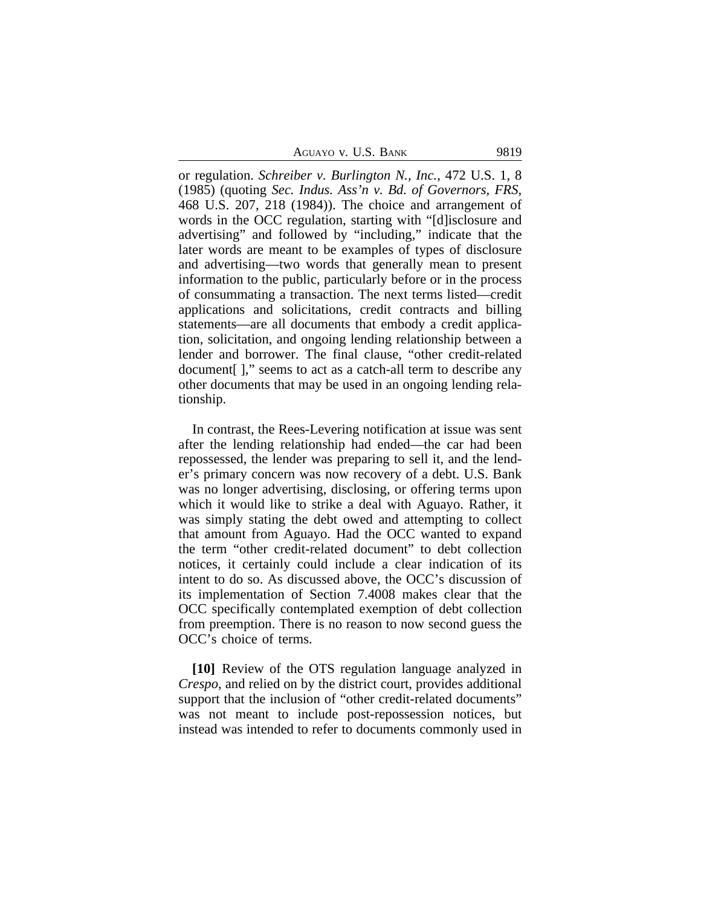or regulation. *Schreiber v. Burlington N., Inc.*, 472 U.S. 1, 8 (1985) (quoting *Sec. Indus. Ass'n v. Bd. of Governors, FRS*, 468 U.S. 207, 218 (1984)). The choice and arrangement of words in the OCC regulation, starting with "[d]isclosure and advertising" and followed by "including," indicate that the later words are meant to be examples of types of disclosure and advertising—two words that generally mean to present information to the public, particularly before or in the process of consummating a transaction. The next terms listed—credit applications and solicitations, credit contracts and billing statements—are all documents that embody a credit application, solicitation, and ongoing lending relationship between a lender and borrower. The final clause, "other credit-related document[ ]," seems to act as a catch-all term to describe any other documents that may be used in an ongoing lending relationship.

In contrast, the Rees-Levering notification at issue was sent after the lending relationship had ended—the car had been repossessed, the lender was preparing to sell it, and the lender's primary concern was now recovery of a debt. U.S. Bank was no longer advertising, disclosing, or offering terms upon which it would like to strike a deal with Aguayo. Rather, it was simply stating the debt owed and attempting to collect that amount from Aguayo. Had the OCC wanted to expand the term "other credit-related document" to debt collection notices, it certainly could include a clear indication of its intent to do so. As discussed above, the OCC's discussion of its implementation of Section 7.4008 makes clear that the OCC specifically contemplated exemption of debt collection from preemption. There is no reason to now second guess the OCC's choice of terms.

**[10]** Review of the OTS regulation language analyzed in *Crespo*, and relied on by the district court, provides additional support that the inclusion of "other credit-related documents" was not meant to include post-repossession notices, but instead was intended to refer to documents commonly used in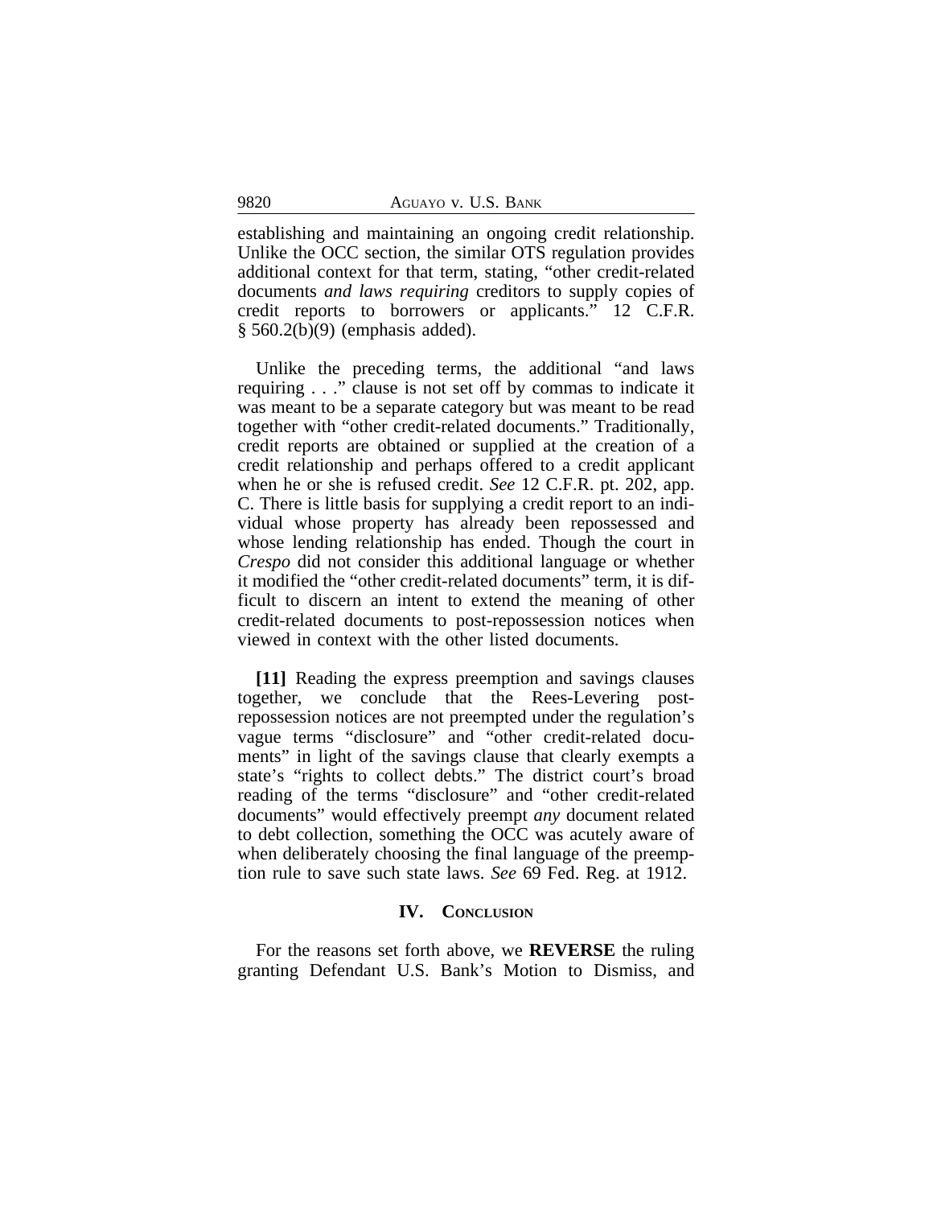establishing and maintaining an ongoing credit relationship. Unlike the OCC section, the similar OTS regulation provides additional context for that term, stating, "other credit-related documents *and laws requiring* creditors to supply copies of credit reports to borrowers or applicants." 12 C.F.R. § 560.2(b)(9) (emphasis added).

Unlike the preceding terms, the additional "and laws requiring . . ." clause is not set off by commas to indicate it was meant to be a separate category but was meant to be read together with "other credit-related documents." Traditionally, credit reports are obtained or supplied at the creation of a credit relationship and perhaps offered to a credit applicant when he or she is refused credit. *See* 12 C.F.R. pt. 202, app. C. There is little basis for supplying a credit report to an individual whose property has already been repossessed and whose lending relationship has ended. Though the court in *Crespo* did not consider this additional language or whether it modified the "other credit-related documents" term, it is difficult to discern an intent to extend the meaning of other credit-related documents to post-repossession notices when viewed in context with the other listed documents.

**[11]** Reading the express preemption and savings clauses together, we conclude that the Rees-Levering post-repossession notices are not preempted under the regulation's vague terms "disclosure" and "other credit-related documents" in light of the savings clause that clearly exempts a state's "rights to collect debts." The district court's broad reading of the terms "disclosure" and "other credit-related documents" would effectively preempt *any* document related to debt collection, something the OCC was acutely aware of when deliberately choosing the final language of the preemption rule to save such state laws. *See* 69 Fed. Reg. at 1912.

## IV. Conclusion

For the reasons set forth above, we **REVERSE** the ruling granting Defendant U.S. Bank's Motion to Dismiss, and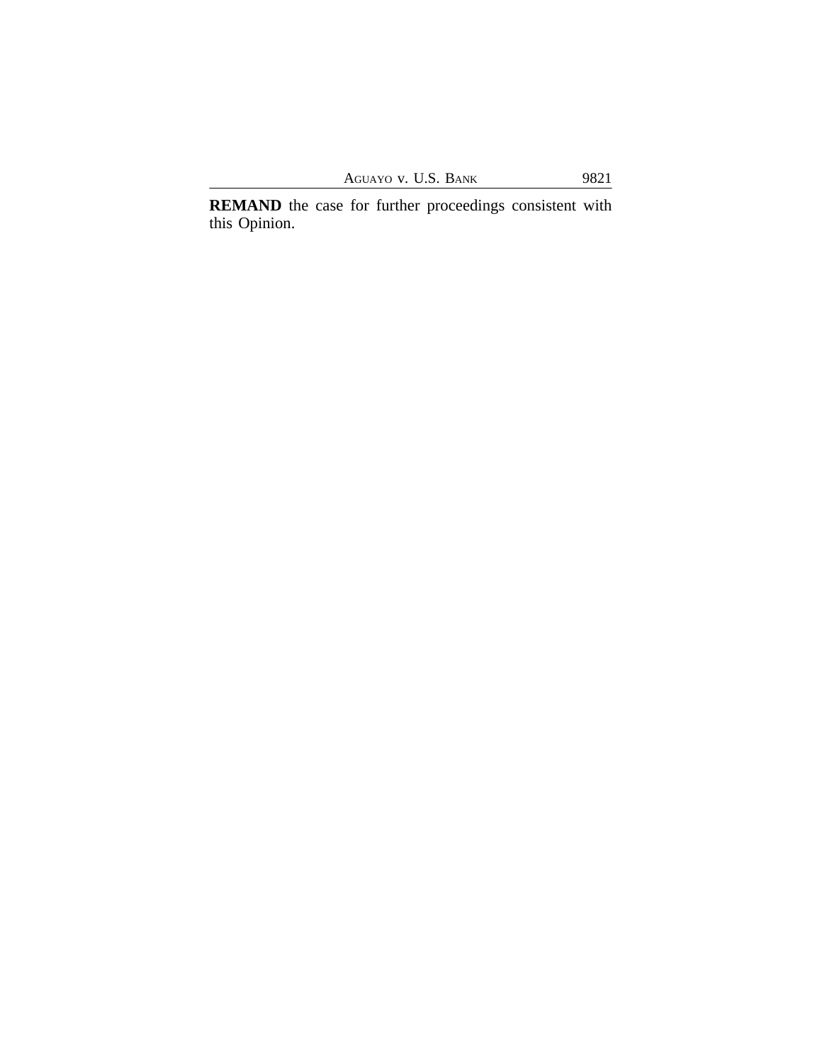**REMAND** the case for further proceedings consistent with this Opinion.